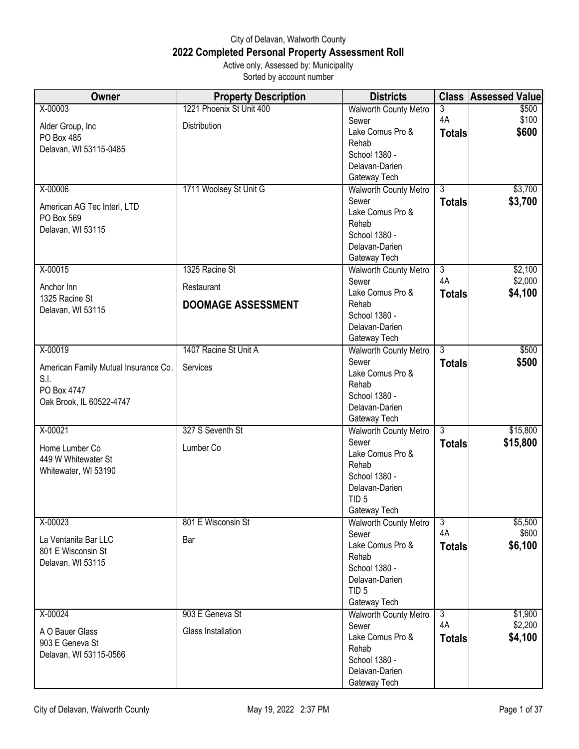# City of Delavan, Walworth County

## 2022 Completed Personal Property Assessment Roll

Active only, Assessed by: Municipality

Sorted by account number

| Owner | Property Description | Districts | Class | Assessed Value |
|---|---|---|---|---|
| X-00003<br>Alder Group, Inc<br>PO Box 485<br>Delavan, WI 53115-0485 | 1221 Phoenix St Unit 400<br>Distribution | Walworth County Metro Sewer<br>Lake Comus Pro & Rehab<br>School 1380 - Delavan-Darien<br>Gateway Tech | 3<br>4A<br>**Totals** | $500<br>$100<br>**$600** |
| X-00006<br>American AG Tec Interl, LTD<br>PO Box 569<br>Delavan, WI 53115 | 1711 Woolsey St Unit G | Walworth County Metro Sewer<br>Lake Comus Pro & Rehab<br>School 1380 - Delavan-Darien<br>Gateway Tech | 3<br>**Totals** | $3,700<br>**$3,700** |
| X-00015<br>Anchor Inn<br>1325 Racine St<br>Delavan, WI 53115 | 1325 Racine St<br>Restaurant<br>**DOOMAGE ASSESSMENT** | Walworth County Metro Sewer<br>Lake Comus Pro & Rehab<br>School 1380 - Delavan-Darien<br>Gateway Tech | 3<br>4A<br>**Totals** | $2,100<br>$2,000<br>**$4,100** |
| X-00019<br>American Family Mutual Insurance Co. S.I.<br>PO Box 4747<br>Oak Brook, IL 60522-4747 | 1407 Racine St Unit A<br>Services | Walworth County Metro Sewer<br>Lake Comus Pro & Rehab<br>School 1380 - Delavan-Darien<br>Gateway Tech | 3<br>**Totals** | $500<br>**$500** |
| X-00021<br>Home Lumber Co<br>449 W Whitewater St<br>Whitewater, WI 53190 | 327 S Seventh St<br>Lumber Co | Walworth County Metro Sewer<br>Lake Comus Pro & Rehab<br>School 1380 - Delavan-Darien<br>TID 5<br>Gateway Tech | 3<br>**Totals** | $15,800<br>**$15,800** |
| X-00023<br>La Ventanita Bar LLC<br>801 E Wisconsin St<br>Delavan, WI 53115 | 801 E Wisconsin St<br>Bar | Walworth County Metro Sewer<br>Lake Comus Pro & Rehab<br>School 1380 - Delavan-Darien<br>TID 5<br>Gateway Tech | 3<br>4A<br>**Totals** | $5,500<br>$600<br>**$6,100** |
| X-00024<br>A O Bauer Glass<br>903 E Geneva St<br>Delavan, WI 53115-0566 | 903 E Geneva St<br>Glass Installation | Walworth County Metro Sewer<br>Lake Comus Pro & Rehab<br>School 1380 - Delavan-Darien<br>Gateway Tech | 3<br>4A<br>**Totals** | $1,900<br>$2,200<br>**$4,100** |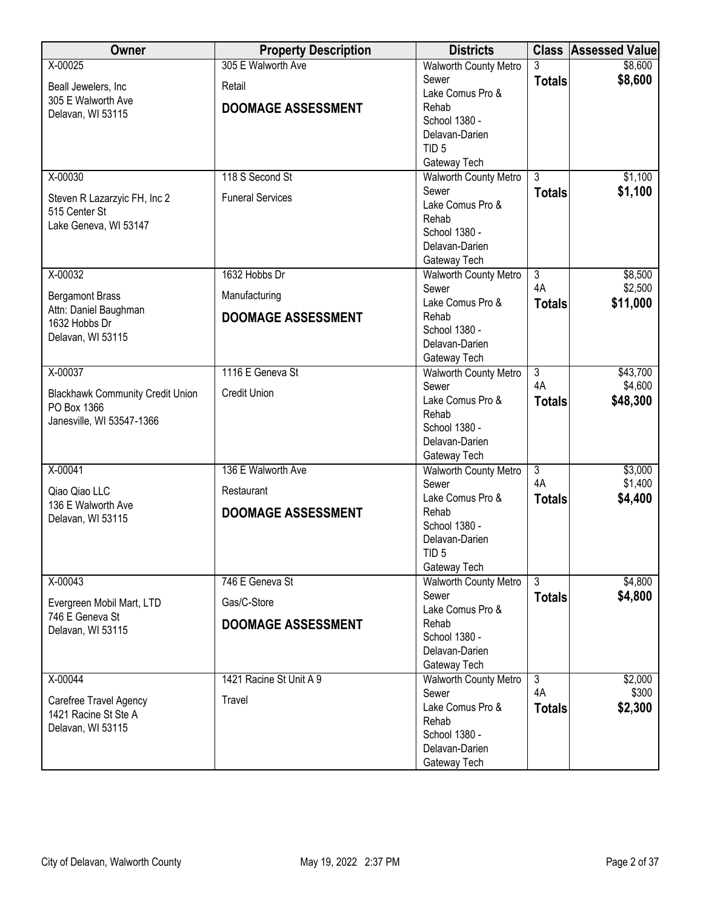| Owner | Property Description | Districts | Class | Assessed Value |
|---|---|---|---|---|
| X-00025<br>Beall Jewelers, Inc<br>305 E Walworth Ave<br>Delavan, WI 53115 | 305 E Walworth Ave<br>Retail<br>**DOOMAGE ASSESSMENT** | Walworth County Metro Sewer<br>Lake Comus Pro & Rehab<br>School 1380 - Delavan-Darien<br>TID 5<br>Gateway Tech | 3<br>**Totals** | $8,600<br>**$8,600** |
| X-00030<br>Steven R Lazarzyic FH, Inc 2<br>515 Center St<br>Lake Geneva, WI 53147 | 118 S Second St<br>Funeral Services | Walworth County Metro Sewer<br>Lake Comus Pro & Rehab<br>School 1380 - Delavan-Darien<br>Gateway Tech | 3<br>**Totals** | $1,100<br>**$1,100** |
| X-00032<br>Bergamont Brass<br>Attn: Daniel Baughman<br>1632 Hobbs Dr<br>Delavan, WI 53115 | 1632 Hobbs Dr<br>Manufacturing<br>**DOOMAGE ASSESSMENT** | Walworth County Metro Sewer<br>Lake Comus Pro & Rehab<br>School 1380 - Delavan-Darien<br>Gateway Tech | 3<br>4A<br>**Totals** | $8,500<br>$2,500<br>**$11,000** |
| X-00037<br>Blackhawk Community Credit Union<br>PO Box 1366<br>Janesville, WI 53547-1366 | 1116 E Geneva St<br>Credit Union | Walworth County Metro Sewer<br>Lake Comus Pro & Rehab<br>School 1380 - Delavan-Darien<br>Gateway Tech | 3<br>4A<br>**Totals** | $43,700<br>$4,600<br>**$48,300** |
| X-00041<br>Qiao Qiao LLC<br>136 E Walworth Ave<br>Delavan, WI 53115 | 136 E Walworth Ave<br>Restaurant<br>**DOOMAGE ASSESSMENT** | Walworth County Metro Sewer<br>Lake Comus Pro & Rehab<br>School 1380 - Delavan-Darien<br>TID 5<br>Gateway Tech | 3<br>4A<br>**Totals** | $3,000<br>$1,400<br>**$4,400** |
| X-00043<br>Evergreen Mobil Mart, LTD<br>746 E Geneva St<br>Delavan, WI 53115 | 746 E Geneva St<br>Gas/C-Store<br>**DOOMAGE ASSESSMENT** | Walworth County Metro Sewer<br>Lake Comus Pro & Rehab<br>School 1380 - Delavan-Darien<br>Gateway Tech | 3<br>**Totals** | $4,800<br>**$4,800** |
| X-00044<br>Carefree Travel Agency<br>1421 Racine St Ste A<br>Delavan, WI 53115 | 1421 Racine St Unit A 9<br>Travel | Walworth County Metro Sewer<br>Lake Comus Pro & Rehab<br>School 1380 - Delavan-Darien<br>Gateway Tech | 3<br>4A<br>**Totals** | $2,000<br>$300<br>**$2,300** |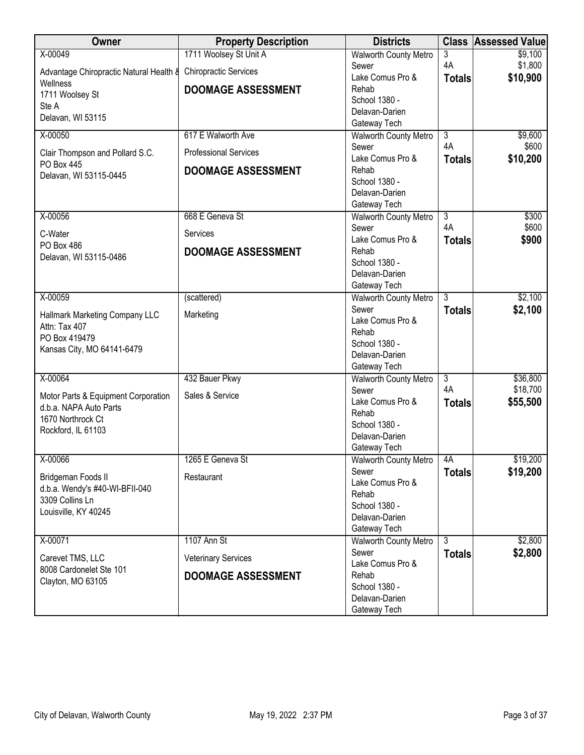| Owner | Property Description | Districts | Class | Assessed Value |
|---|---|---|---|---|
| X-00049<br>Advantage Chiropractic Natural Health & Wellness<br>1711 Woolsey St<br>Ste A<br>Delavan, WI 53115 | 1711 Woolsey St Unit A<br>Chiropractic Services<br>**DOOMAGE ASSESSMENT** | Walworth County Metro Sewer<br>Lake Comus Pro & Rehab<br>School 1380 - Delavan-Darien<br>Gateway Tech | 3<br>4A<br>**Totals** | $9,100<br>$1,800<br>**$10,900** |
| X-00050<br>Clair Thompson and Pollard S.C.<br>PO Box 445<br>Delavan, WI 53115-0445 | 617 E Walworth Ave<br>Professional Services<br>**DOOMAGE ASSESSMENT** | Walworth County Metro Sewer<br>Lake Comus Pro & Rehab<br>School 1380 - Delavan-Darien<br>Gateway Tech | 3<br>4A<br>**Totals** | $9,600<br>$600<br>**$10,200** |
| X-00056<br>C-Water<br>PO Box 486<br>Delavan, WI 53115-0486 | 668 E Geneva St<br>Services<br>**DOOMAGE ASSESSMENT** | Walworth County Metro Sewer<br>Lake Comus Pro & Rehab<br>School 1380 - Delavan-Darien<br>Gateway Tech | 3<br>4A<br>**Totals** | $300<br>$600<br>**$900** |
| X-00059<br>Hallmark Marketing Company LLC<br>Attn: Tax 407<br>PO Box 419479<br>Kansas City, MO 64141-6479 | (scattered)<br>Marketing | Walworth County Metro Sewer<br>Lake Comus Pro & Rehab<br>School 1380 - Delavan-Darien<br>Gateway Tech | 3<br>**Totals** | $2,100<br>**$2,100** |
| X-00064<br>Motor Parts & Equipment Corporation<br>d.b.a. NAPA Auto Parts<br>1670 Northrock Ct<br>Rockford, IL 61103 | 432 Bauer Pkwy<br>Sales & Service | Walworth County Metro Sewer<br>Lake Comus Pro & Rehab<br>School 1380 - Delavan-Darien<br>Gateway Tech | 3<br>4A<br>**Totals** | $36,800<br>$18,700<br>**$55,500** |
| X-00066<br>Bridgeman Foods II<br>d.b.a. Wendy's #40-WI-BFII-040<br>3309 Collins Ln<br>Louisville, KY 40245 | 1265 E Geneva St<br>Restaurant | Walworth County Metro Sewer<br>Lake Comus Pro & Rehab<br>School 1380 - Delavan-Darien<br>Gateway Tech | 4A<br>**Totals** | $19,200<br>**$19,200** |
| X-00071<br>Carevet TMS, LLC<br>8008 Cardonelet Ste 101<br>Clayton, MO 63105 | 1107 Ann St<br>Veterinary Services<br>**DOOMAGE ASSESSMENT** | Walworth County Metro Sewer<br>Lake Comus Pro & Rehab<br>School 1380 - Delavan-Darien<br>Gateway Tech | 3<br>**Totals** | $2,800<br>**$2,800** |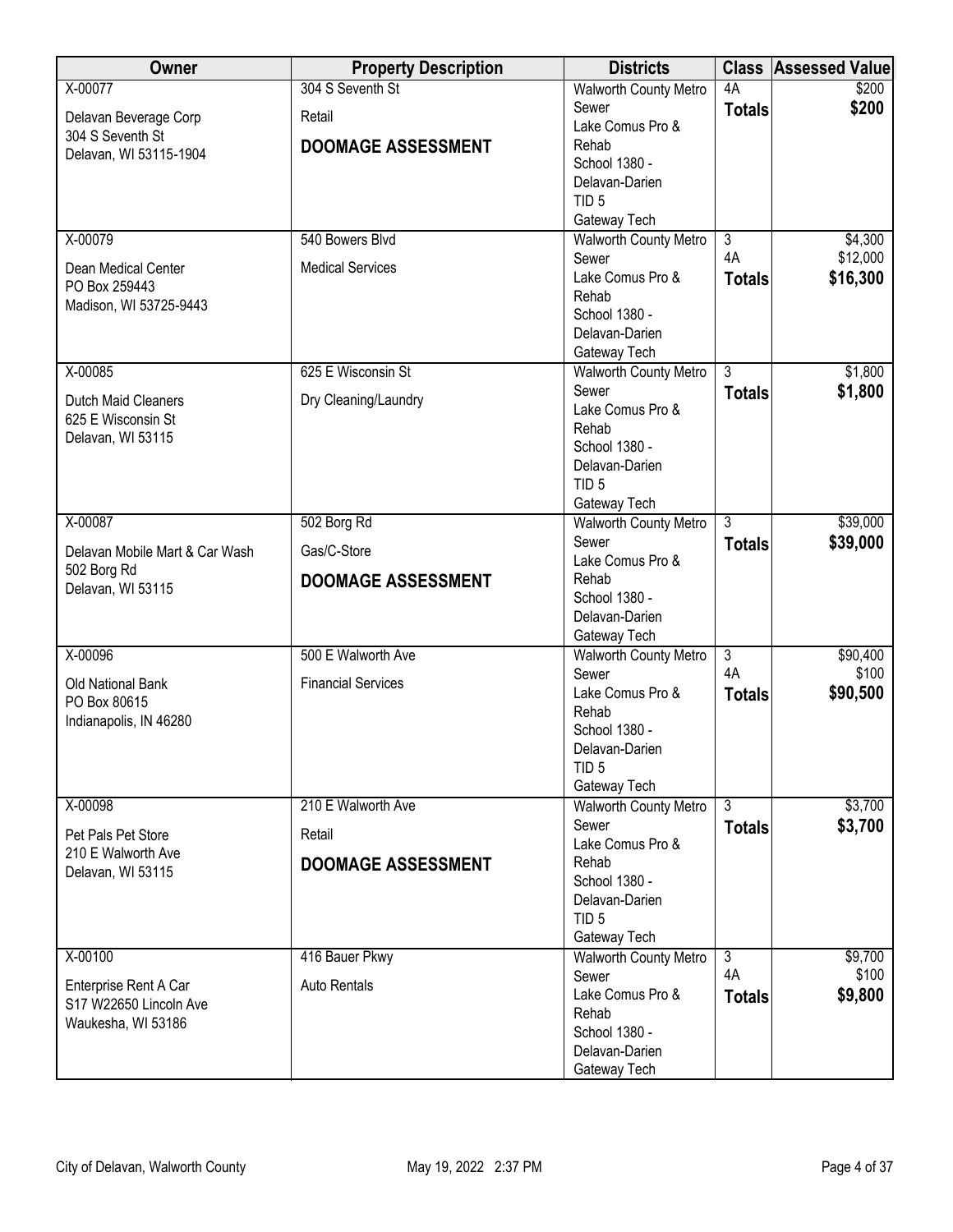| Owner | Property Description | Districts | Class | Assessed Value |
|---|---|---|---|---|
| X-00077<br>Delavan Beverage Corp<br>304 S Seventh St<br>Delavan, WI 53115-1904 | 304 S Seventh St<br>Retail<br>**DOOMAGE ASSESSMENT** | Walworth County Metro Sewer<br>Lake Comus Pro & Rehab<br>School 1380 - Delavan-Darien<br>TID 5<br>Gateway Tech | 4A<br>**Totals** | $200<br>**$200** |
| X-00079<br>Dean Medical Center<br>PO Box 259443<br>Madison, WI 53725-9443 | 540 Bowers Blvd<br>Medical Services | Walworth County Metro Sewer<br>Lake Comus Pro & Rehab<br>School 1380 - Delavan-Darien<br>Gateway Tech | 3<br>4A<br>**Totals** | $4,300<br>$12,000<br>**$16,300** |
| X-00085<br>Dutch Maid Cleaners<br>625 E Wisconsin St<br>Delavan, WI 53115 | 625 E Wisconsin St<br>Dry Cleaning/Laundry | Walworth County Metro Sewer<br>Lake Comus Pro & Rehab<br>School 1380 - Delavan-Darien<br>TID 5<br>Gateway Tech | 3<br>**Totals** | $1,800<br>**$1,800** |
| X-00087<br>Delavan Mobile Mart & Car Wash<br>502 Borg Rd<br>Delavan, WI 53115 | 502 Borg Rd<br>Gas/C-Store<br>**DOOMAGE ASSESSMENT** | Walworth County Metro Sewer<br>Lake Comus Pro & Rehab<br>School 1380 - Delavan-Darien<br>Gateway Tech | 3<br>**Totals** | $39,000<br>**$39,000** |
| X-00096<br>Old National Bank<br>PO Box 80615<br>Indianapolis, IN 46280 | 500 E Walworth Ave<br>Financial Services | Walworth County Metro Sewer<br>Lake Comus Pro & Rehab<br>School 1380 - Delavan-Darien<br>TID 5<br>Gateway Tech | 3<br>4A<br>**Totals** | $90,400<br>$100<br>**$90,500** |
| X-00098<br>Pet Pals Pet Store<br>210 E Walworth Ave<br>Delavan, WI 53115 | 210 E Walworth Ave<br>Retail<br>**DOOMAGE ASSESSMENT** | Walworth County Metro Sewer<br>Lake Comus Pro & Rehab<br>School 1380 - Delavan-Darien<br>TID 5<br>Gateway Tech | 3<br>**Totals** | $3,700<br>**$3,700** |
| X-00100<br>Enterprise Rent A Car<br>S17 W22650 Lincoln Ave<br>Waukesha, WI 53186 | 416 Bauer Pkwy<br>Auto Rentals | Walworth County Metro Sewer<br>Lake Comus Pro & Rehab<br>School 1380 - Delavan-Darien<br>Gateway Tech | 3<br>4A<br>**Totals** | $9,700<br>$100<br>**$9,800** |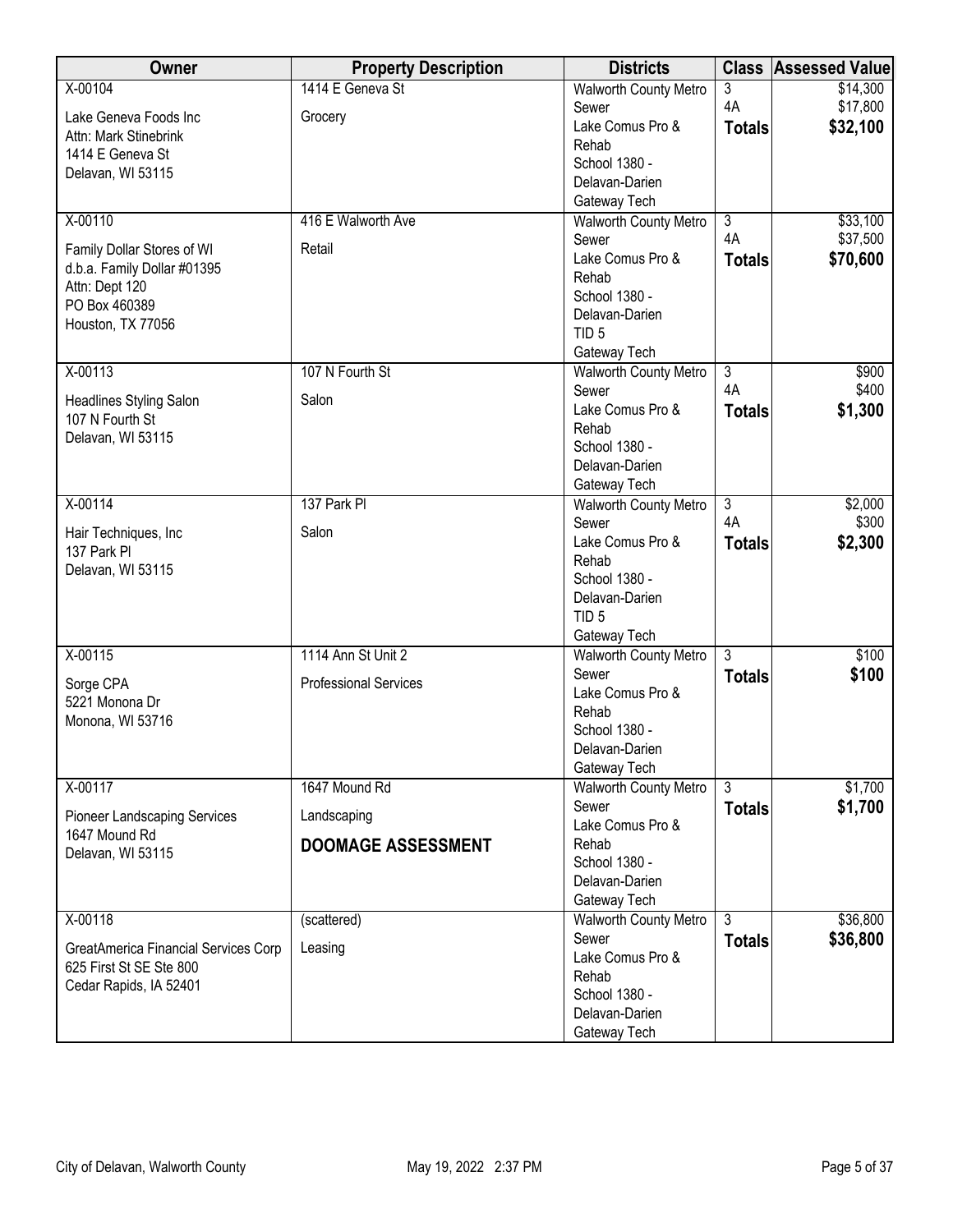| Owner | Property Description | Districts | Class | Assessed Value |
|---|---|---|---|---|
| X-00104<br>Lake Geneva Foods Inc<br>Attn: Mark Stinebrink<br>1414 E Geneva St<br>Delavan, WI 53115 | 1414 E Geneva St<br>Grocery | Walworth County Metro Sewer<br>Lake Comus Pro & Rehab<br>School 1380 - Delavan-Darien<br>Gateway Tech | 3<br>4A<br>**Totals** | $14,300<br>$17,800<br>**$32,100** |
| X-00110<br>Family Dollar Stores of WI<br>d.b.a. Family Dollar #01395<br>Attn: Dept 120<br>PO Box 460389<br>Houston, TX 77056 | 416 E Walworth Ave<br>Retail | Walworth County Metro Sewer<br>Lake Comus Pro & Rehab<br>School 1380 - Delavan-Darien<br>TID 5<br>Gateway Tech | 3<br>4A<br>**Totals** | $33,100<br>$37,500<br>**$70,600** |
| X-00113<br>Headlines Styling Salon<br>107 N Fourth St<br>Delavan, WI 53115 | 107 N Fourth St<br>Salon | Walworth County Metro Sewer<br>Lake Comus Pro & Rehab<br>School 1380 - Delavan-Darien<br>Gateway Tech | 3<br>4A<br>**Totals** | $900<br>$400<br>**$1,300** |
| X-00114<br>Hair Techniques, Inc<br>137 Park Pl<br>Delavan, WI 53115 | 137 Park Pl<br>Salon | Walworth County Metro Sewer<br>Lake Comus Pro & Rehab<br>School 1380 - Delavan-Darien<br>TID 5<br>Gateway Tech | 3<br>4A<br>**Totals** | $2,000<br>$300<br>**$2,300** |
| X-00115<br>Sorge CPA<br>5221 Monona Dr<br>Monona, WI 53716 | 1114 Ann St Unit 2<br>Professional Services | Walworth County Metro Sewer<br>Lake Comus Pro & Rehab<br>School 1380 - Delavan-Darien<br>Gateway Tech | 3<br>**Totals** | $100<br>**$100** |
| X-00117<br>Pioneer Landscaping Services<br>1647 Mound Rd<br>Delavan, WI 53115 | 1647 Mound Rd<br>Landscaping<br>**DOOMAGE ASSESSMENT** | Walworth County Metro Sewer<br>Lake Comus Pro & Rehab<br>School 1380 - Delavan-Darien<br>Gateway Tech | 3<br>**Totals** | $1,700<br>**$1,700** |
| X-00118<br>GreatAmerica Financial Services Corp<br>625 First St SE Ste 800<br>Cedar Rapids, IA 52401 | (scattered)<br>Leasing | Walworth County Metro Sewer<br>Lake Comus Pro & Rehab<br>School 1380 - Delavan-Darien<br>Gateway Tech | 3<br>**Totals** | $36,800<br>**$36,800** |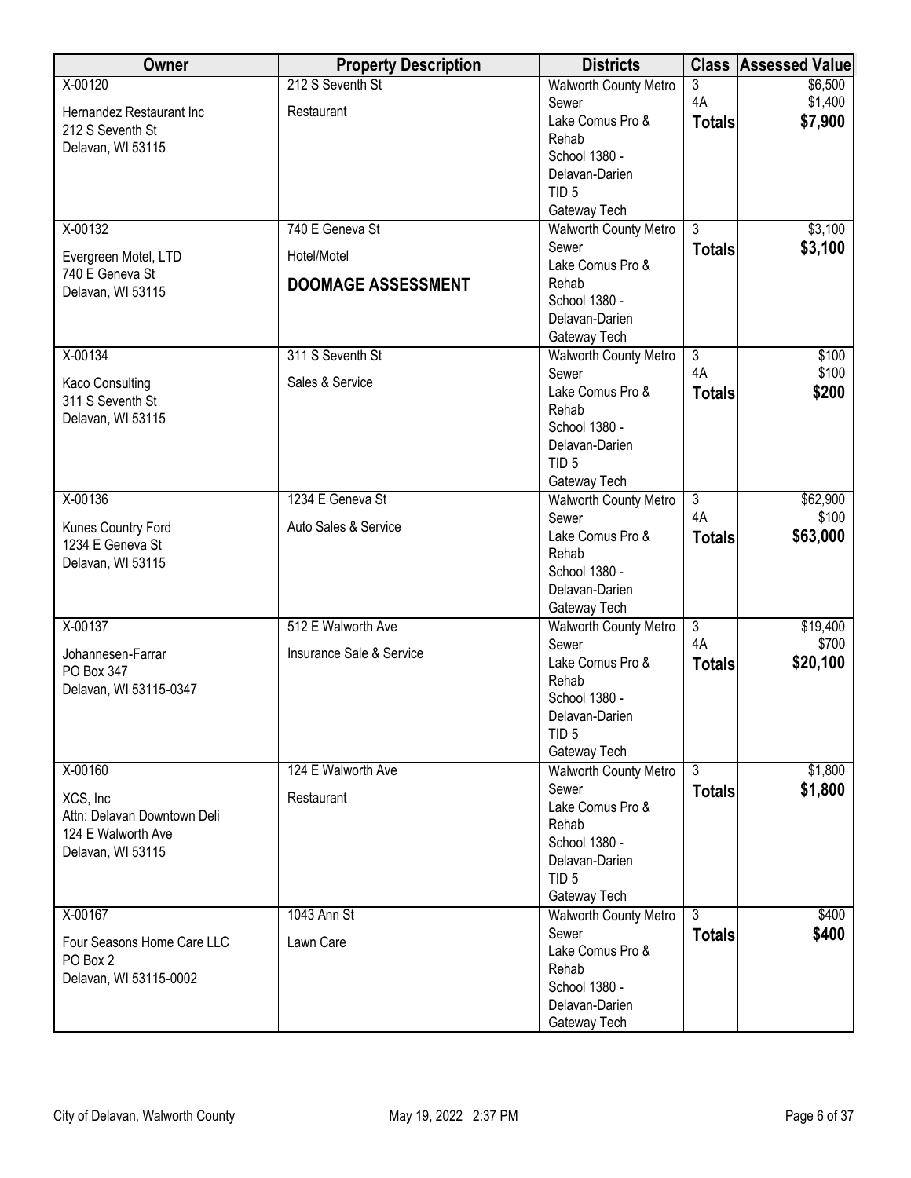| Owner | Property Description | Districts | Class | Assessed Value |
|---|---|---|---|---|
| X-00120<br>Hernandez Restaurant Inc<br>212 S Seventh St<br>Delavan, WI 53115 | 212 S Seventh St<br>Restaurant | Walworth County Metro Sewer<br>Lake Comus Pro & Rehab<br>School 1380 - Delavan-Darien<br>TID 5<br>Gateway Tech | 3<br>4A<br>**Totals** | $6,500<br>$1,400<br>**$7,900** |
| X-00132<br>Evergreen Motel, LTD<br>740 E Geneva St<br>Delavan, WI 53115 | 740 E Geneva St<br>Hotel/Motel<br>**DOOMAGE ASSESSMENT** | Walworth County Metro Sewer<br>Lake Comus Pro & Rehab<br>School 1380 - Delavan-Darien<br>Gateway Tech | 3<br>**Totals** | $3,100<br>**$3,100** |
| X-00134<br>Kaco Consulting<br>311 S Seventh St<br>Delavan, WI 53115 | 311 S Seventh St<br>Sales & Service | Walworth County Metro Sewer<br>Lake Comus Pro & Rehab<br>School 1380 - Delavan-Darien<br>TID 5<br>Gateway Tech | 3<br>4A<br>**Totals** | $100<br>$100<br>**$200** |
| X-00136<br>Kunes Country Ford<br>1234 E Geneva St<br>Delavan, WI 53115 | 1234 E Geneva St<br>Auto Sales & Service | Walworth County Metro Sewer<br>Lake Comus Pro & Rehab<br>School 1380 - Delavan-Darien<br>Gateway Tech | 3<br>4A<br>**Totals** | $62,900<br>$100<br>**$63,000** |
| X-00137<br>Johannesen-Farrar<br>PO Box 347<br>Delavan, WI 53115-0347 | 512 E Walworth Ave<br>Insurance Sale & Service | Walworth County Metro Sewer<br>Lake Comus Pro & Rehab<br>School 1380 - Delavan-Darien<br>TID 5<br>Gateway Tech | 3<br>4A<br>**Totals** | $19,400<br>$700<br>**$20,100** |
| X-00160<br>XCS, Inc<br>Attn: Delavan Downtown Deli<br>124 E Walworth Ave<br>Delavan, WI 53115 | 124 E Walworth Ave<br>Restaurant | Walworth County Metro Sewer<br>Lake Comus Pro & Rehab<br>School 1380 - Delavan-Darien<br>TID 5<br>Gateway Tech | 3<br>**Totals** | $1,800<br>**$1,800** |
| X-00167<br>Four Seasons Home Care LLC<br>PO Box 2<br>Delavan, WI 53115-0002 | 1043 Ann St<br>Lawn Care | Walworth County Metro Sewer<br>Lake Comus Pro & Rehab<br>School 1380 - Delavan-Darien<br>Gateway Tech | 3<br>**Totals** | $400<br>**$400** |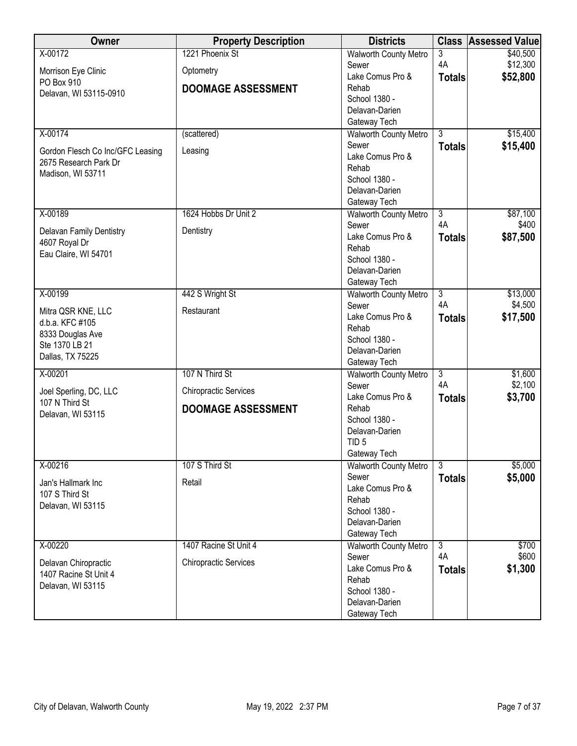| Owner | Property Description | Districts | Class | Assessed Value |
|---|---|---|---|---|
| X-00172<br>Morrison Eye Clinic<br>PO Box 910<br>Delavan, WI 53115-0910 | 1221 Phoenix St<br>Optometry<br>**DOOMAGE ASSESSMENT** | Walworth County Metro Sewer<br>Lake Comus Pro & Rehab<br>School 1380 - Delavan-Darien<br>Gateway Tech | 3<br>4A<br>**Totals** | \$40,500<br>\$12,300<br>**\$52,800** |
| X-00174<br>Gordon Flesch Co Inc/GFC Leasing<br>2675 Research Park Dr<br>Madison, WI 53711 | (scattered)<br>Leasing | Walworth County Metro Sewer<br>Lake Comus Pro & Rehab<br>School 1380 - Delavan-Darien<br>Gateway Tech | 3<br>**Totals** | \$15,400<br>**\$15,400** |
| X-00189<br>Delavan Family Dentistry<br>4607 Royal Dr<br>Eau Claire, WI 54701 | 1624 Hobbs Dr Unit 2<br>Dentistry | Walworth County Metro Sewer<br>Lake Comus Pro & Rehab<br>School 1380 - Delavan-Darien<br>Gateway Tech | 3<br>4A<br>**Totals** | \$87,100<br>\$400<br>**\$87,500** |
| X-00199<br>Mitra QSR KNE, LLC<br>d.b.a. KFC #105<br>8333 Douglas Ave<br>Ste 1370 LB 21<br>Dallas, TX 75225 | 442 S Wright St<br>Restaurant | Walworth County Metro Sewer<br>Lake Comus Pro & Rehab<br>School 1380 - Delavan-Darien<br>Gateway Tech | 3<br>4A<br>**Totals** | \$13,000<br>\$4,500<br>**\$17,500** |
| X-00201<br>Joel Sperling, DC, LLC<br>107 N Third St<br>Delavan, WI 53115 | 107 N Third St<br>Chiropractic Services<br>**DOOMAGE ASSESSMENT** | Walworth County Metro Sewer<br>Lake Comus Pro & Rehab<br>School 1380 - Delavan-Darien<br>TID 5<br>Gateway Tech | 3<br>4A<br>**Totals** | \$1,600<br>\$2,100<br>**\$3,700** |
| X-00216<br>Jan's Hallmark Inc<br>107 S Third St<br>Delavan, WI 53115 | 107 S Third St<br>Retail | Walworth County Metro Sewer<br>Lake Comus Pro & Rehab<br>School 1380 - Delavan-Darien<br>Gateway Tech | 3<br>**Totals** | \$5,000<br>**\$5,000** |
| X-00220<br>Delavan Chiropractic<br>1407 Racine St Unit 4<br>Delavan, WI 53115 | 1407 Racine St Unit 4<br>Chiropractic Services | Walworth County Metro Sewer<br>Lake Comus Pro & Rehab<br>School 1380 - Delavan-Darien<br>Gateway Tech | 3<br>4A<br>**Totals** | \$700<br>\$600<br>**\$1,300** |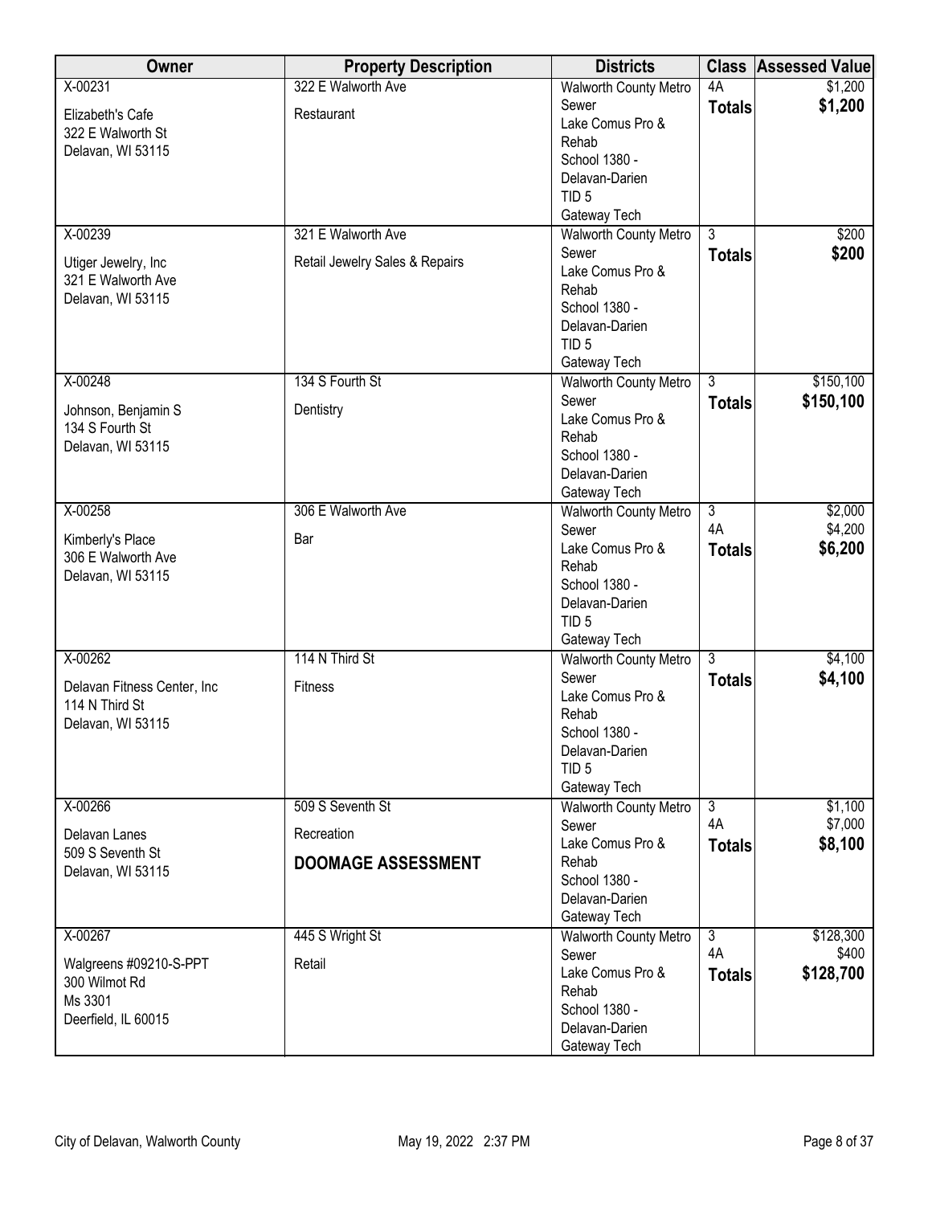| Owner | Property Description | Districts | Class | Assessed Value |
|---|---|---|---|---|
| X-00231<br>Elizabeth's Cafe<br>322 E Walworth St<br>Delavan, WI 53115 | 322 E Walworth Ave<br>Restaurant | Walworth County Metro Sewer<br>Lake Comus Pro & Rehab<br>School 1380 - Delavan-Darien<br>TID 5<br>Gateway Tech | 4A<br>**Totals** | $1,200<br>**$1,200** |
| X-00239<br>Utiger Jewelry, Inc<br>321 E Walworth Ave<br>Delavan, WI 53115 | 321 E Walworth Ave<br>Retail Jewelry Sales & Repairs | Walworth County Metro Sewer<br>Lake Comus Pro & Rehab<br>School 1380 - Delavan-Darien<br>TID 5<br>Gateway Tech | 3<br>**Totals** | $200<br>**$200** |
| X-00248<br>Johnson, Benjamin S<br>134 S Fourth St<br>Delavan, WI 53115 | 134 S Fourth St<br>Dentistry | Walworth County Metro Sewer<br>Lake Comus Pro & Rehab<br>School 1380 - Delavan-Darien<br>Gateway Tech | 3<br>**Totals** | $150,100<br>**$150,100** |
| X-00258<br>Kimberly's Place<br>306 E Walworth Ave<br>Delavan, WI 53115 | 306 E Walworth Ave<br>Bar | Walworth County Metro Sewer<br>Lake Comus Pro & Rehab<br>School 1380 - Delavan-Darien<br>TID 5<br>Gateway Tech | 3<br>4A<br>**Totals** | $2,000<br>$4,200<br>**$6,200** |
| X-00262<br>Delavan Fitness Center, Inc<br>114 N Third St<br>Delavan, WI 53115 | 114 N Third St<br>Fitness | Walworth County Metro Sewer<br>Lake Comus Pro & Rehab<br>School 1380 - Delavan-Darien<br>TID 5<br>Gateway Tech | 3<br>**Totals** | $4,100<br>**$4,100** |
| X-00266<br>Delavan Lanes<br>509 S Seventh St<br>Delavan, WI 53115 | 509 S Seventh St<br>Recreation<br>**DOOMAGE ASSESSMENT** | Walworth County Metro Sewer<br>Lake Comus Pro & Rehab<br>School 1380 - Delavan-Darien<br>Gateway Tech | 3<br>4A<br>**Totals** | $1,100<br>$7,000<br>**$8,100** |
| X-00267<br>Walgreens #09210-S-PPT<br>300 Wilmot Rd<br>Ms 3301<br>Deerfield, IL 60015 | 445 S Wright St<br>Retail | Walworth County Metro Sewer<br>Lake Comus Pro & Rehab<br>School 1380 - Delavan-Darien<br>Gateway Tech | 3<br>4A<br>**Totals** | $128,300<br>$400<br>**$128,700** |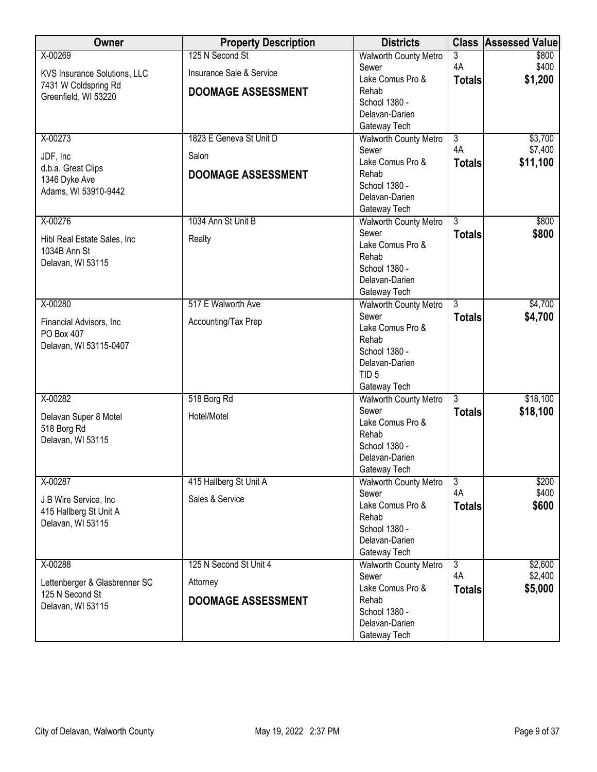| Owner | Property Description | Districts | Class | Assessed Value |
|---|---|---|---|---|
| X-00269<br>KVS Insurance Solutions, LLC<br>7431 W Coldspring Rd<br>Greenfield, WI 53220 | 125 N Second St<br>Insurance Sale & Service<br>**DOOMAGE ASSESSMENT** | Walworth County Metro Sewer<br>Lake Comus Pro & Rehab<br>School 1380 - Delavan-Darien<br>Gateway Tech | 3<br>4A<br>**Totals** | $800<br>$400<br>**$1,200** |
| X-00273<br>JDF, Inc<br>d.b.a. Great Clips<br>1346 Dyke Ave<br>Adams, WI 53910-9442 | 1823 E Geneva St Unit D<br>Salon<br>**DOOMAGE ASSESSMENT** | Walworth County Metro Sewer<br>Lake Comus Pro & Rehab<br>School 1380 - Delavan-Darien<br>Gateway Tech | 3<br>4A<br>**Totals** | $3,700<br>$7,400<br>**$11,100** |
| X-00276<br>Hibl Real Estate Sales, Inc<br>1034B Ann St<br>Delavan, WI 53115 | 1034 Ann St Unit B<br>Realty | Walworth County Metro Sewer<br>Lake Comus Pro & Rehab<br>School 1380 - Delavan-Darien<br>Gateway Tech | 3<br>**Totals** | $800<br>**$800** |
| X-00280<br>Financial Advisors, Inc<br>PO Box 407<br>Delavan, WI 53115-0407 | 517 E Walworth Ave<br>Accounting/Tax Prep | Walworth County Metro Sewer<br>Lake Comus Pro & Rehab<br>School 1380 - Delavan-Darien<br>TID 5<br>Gateway Tech | 3<br>**Totals** | $4,700<br>**$4,700** |
| X-00282<br>Delavan Super 8 Motel<br>518 Borg Rd<br>Delavan, WI 53115 | 518 Borg Rd<br>Hotel/Motel | Walworth County Metro Sewer<br>Lake Comus Pro & Rehab<br>School 1380 - Delavan-Darien<br>Gateway Tech | 3<br>**Totals** | $18,100<br>**$18,100** |
| X-00287<br>J B Wire Service, Inc<br>415 Hallberg St Unit A<br>Delavan, WI 53115 | 415 Hallberg St Unit A<br>Sales & Service | Walworth County Metro Sewer<br>Lake Comus Pro & Rehab<br>School 1380 - Delavan-Darien<br>Gateway Tech | 3<br>4A<br>**Totals** | $200<br>$400<br>**$600** |
| X-00288<br>Lettenberger & Glasbrenner SC<br>125 N Second St<br>Delavan, WI 53115 | 125 N Second St Unit 4<br>Attorney<br>**DOOMAGE ASSESSMENT** | Walworth County Metro Sewer<br>Lake Comus Pro & Rehab<br>School 1380 - Delavan-Darien<br>Gateway Tech | 3<br>4A<br>**Totals** | $2,600<br>$2,400<br>**$5,000** |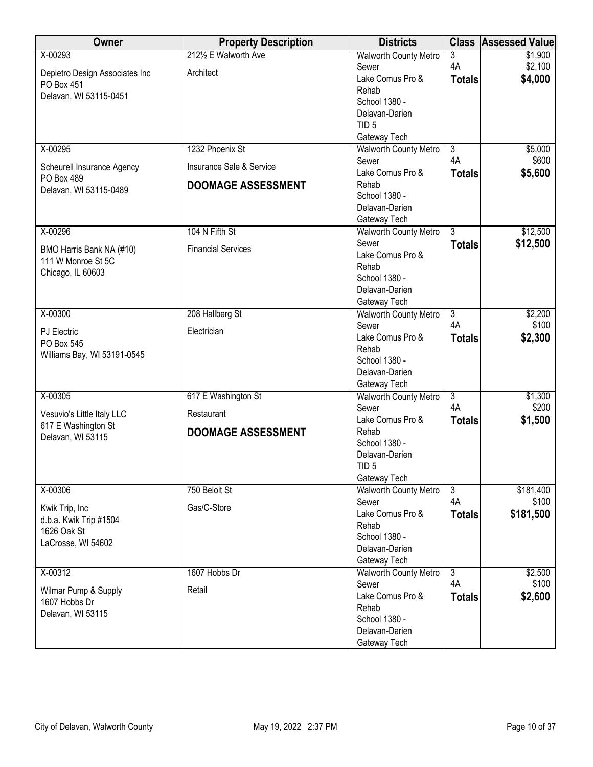| Owner | Property Description | Districts | Class | Assessed Value |
|---|---|---|---|---|
| X-00293<br><br>Depietro Design Associates Inc<br>PO Box 451<br>Delavan, WI 53115-0451 | 212½ E Walworth Ave<br><br>Architect | Walworth County Metro Sewer<br>Lake Comus Pro & Rehab<br>School 1380 - Delavan-Darien<br>TID 5<br>Gateway Tech | 3<br>4A<br>**Totals** | $1,900<br>$2,100<br>**$4,000** |
| X-00295<br><br>Scheurell Insurance Agency<br>PO Box 489<br>Delavan, WI 53115-0489 | 1232 Phoenix St<br><br>Insurance Sale & Service<br><br>**DOOMAGE ASSESSMENT** | Walworth County Metro Sewer<br>Lake Comus Pro & Rehab<br>School 1380 - Delavan-Darien<br>Gateway Tech | 3<br>4A<br>**Totals** | $5,000<br>$600<br>**$5,600** |
| X-00296<br><br>BMO Harris Bank NA (#10)<br>111 W Monroe St 5C<br>Chicago, IL 60603 | 104 N Fifth St<br><br>Financial Services | Walworth County Metro Sewer<br>Lake Comus Pro & Rehab<br>School 1380 - Delavan-Darien<br>Gateway Tech | 3<br>**Totals** | $12,500<br>**$12,500** |
| X-00300<br><br>PJ Electric<br>PO Box 545<br>Williams Bay, WI 53191-0545 | 208 Hallberg St<br><br>Electrician | Walworth County Metro Sewer<br>Lake Comus Pro & Rehab<br>School 1380 - Delavan-Darien<br>Gateway Tech | 3<br>4A<br>**Totals** | $2,200<br>$100<br>**$2,300** |
| X-00305<br><br>Vesuvio's Little Italy LLC<br>617 E Washington St<br>Delavan, WI 53115 | 617 E Washington St<br><br>Restaurant<br><br>**DOOMAGE ASSESSMENT** | Walworth County Metro Sewer<br>Lake Comus Pro & Rehab<br>School 1380 - Delavan-Darien<br>TID 5<br>Gateway Tech | 3<br>4A<br>**Totals** | $1,300<br>$200<br>**$1,500** |
| X-00306<br><br>Kwik Trip, Inc<br>d.b.a. Kwik Trip #1504<br>1626 Oak St<br>LaCrosse, WI 54602 | 750 Beloit St<br><br>Gas/C-Store | Walworth County Metro Sewer<br>Lake Comus Pro & Rehab<br>School 1380 - Delavan-Darien<br>Gateway Tech | 3<br>4A<br>**Totals** | $181,400<br>$100<br>**$181,500** |
| X-00312<br><br>Wilmar Pump & Supply<br>1607 Hobbs Dr<br>Delavan, WI 53115 | 1607 Hobbs Dr<br><br>Retail | Walworth County Metro Sewer<br>Lake Comus Pro & Rehab<br>School 1380 - Delavan-Darien<br>Gateway Tech | 3<br>4A<br>**Totals** | $2,500<br>$100<br>**$2,600** |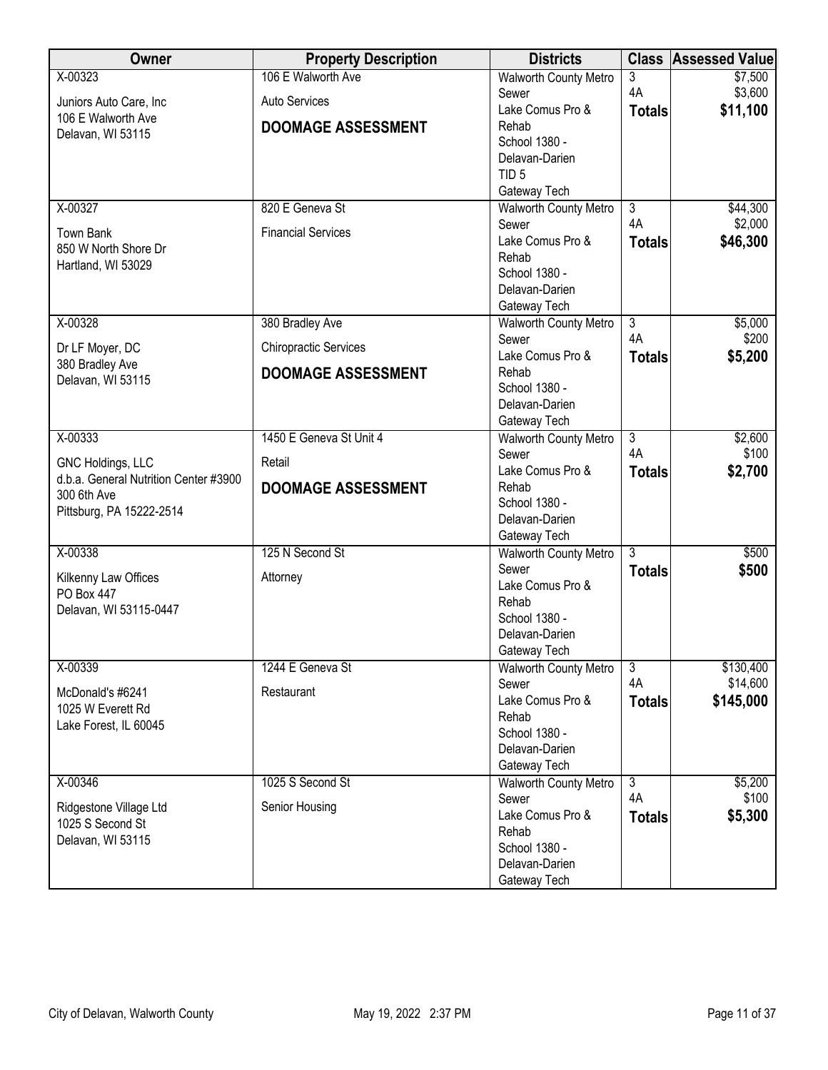| Owner | Property Description | Districts | Class | Assessed Value |
|---|---|---|---|---|
| X-00323<br>Juniors Auto Care, Inc<br>106 E Walworth Ave<br>Delavan, WI 53115 | 106 E Walworth Ave<br>Auto Services<br>**DOOMAGE ASSESSMENT** | Walworth County Metro Sewer<br>Lake Comus Pro & Rehab<br>School 1380 - Delavan-Darien<br>TID 5<br>Gateway Tech | 3<br>4A<br>**Totals** | $7,500<br>$3,600<br>**$11,100** |
| X-00327<br>Town Bank<br>850 W North Shore Dr<br>Hartland, WI 53029 | 820 E Geneva St<br>Financial Services | Walworth County Metro Sewer<br>Lake Comus Pro & Rehab<br>School 1380 - Delavan-Darien<br>Gateway Tech | 3<br>4A<br>**Totals** | $44,300<br>$2,000<br>**$46,300** |
| X-00328<br>Dr LF Moyer, DC<br>380 Bradley Ave<br>Delavan, WI 53115 | 380 Bradley Ave<br>Chiropractic Services<br>**DOOMAGE ASSESSMENT** | Walworth County Metro Sewer<br>Lake Comus Pro & Rehab<br>School 1380 - Delavan-Darien<br>Gateway Tech | 3<br>4A<br>**Totals** | $5,000<br>$200<br>**$5,200** |
| X-00333<br>GNC Holdings, LLC<br>d.b.a. General Nutrition Center #3900<br>300 6th Ave<br>Pittsburg, PA 15222-2514 | 1450 E Geneva St Unit 4<br>Retail<br>**DOOMAGE ASSESSMENT** | Walworth County Metro Sewer<br>Lake Comus Pro & Rehab<br>School 1380 - Delavan-Darien<br>Gateway Tech | 3<br>4A<br>**Totals** | $2,600<br>$100<br>**$2,700** |
| X-00338<br>Kilkenny Law Offices<br>PO Box 447<br>Delavan, WI 53115-0447 | 125 N Second St<br>Attorney | Walworth County Metro Sewer<br>Lake Comus Pro & Rehab<br>School 1380 - Delavan-Darien<br>Gateway Tech | 3<br>**Totals** | $500<br>**$500** |
| X-00339<br>McDonald's #6241<br>1025 W Everett Rd<br>Lake Forest, IL 60045 | 1244 E Geneva St<br>Restaurant | Walworth County Metro Sewer<br>Lake Comus Pro & Rehab<br>School 1380 - Delavan-Darien<br>Gateway Tech | 3<br>4A<br>**Totals** | $130,400<br>$14,600<br>**$145,000** |
| X-00346<br>Ridgestone Village Ltd<br>1025 S Second St<br>Delavan, WI 53115 | 1025 S Second St<br>Senior Housing | Walworth County Metro Sewer<br>Lake Comus Pro & Rehab<br>School 1380 - Delavan-Darien<br>Gateway Tech | 3<br>4A<br>**Totals** | $5,200<br>$100<br>**$5,300** |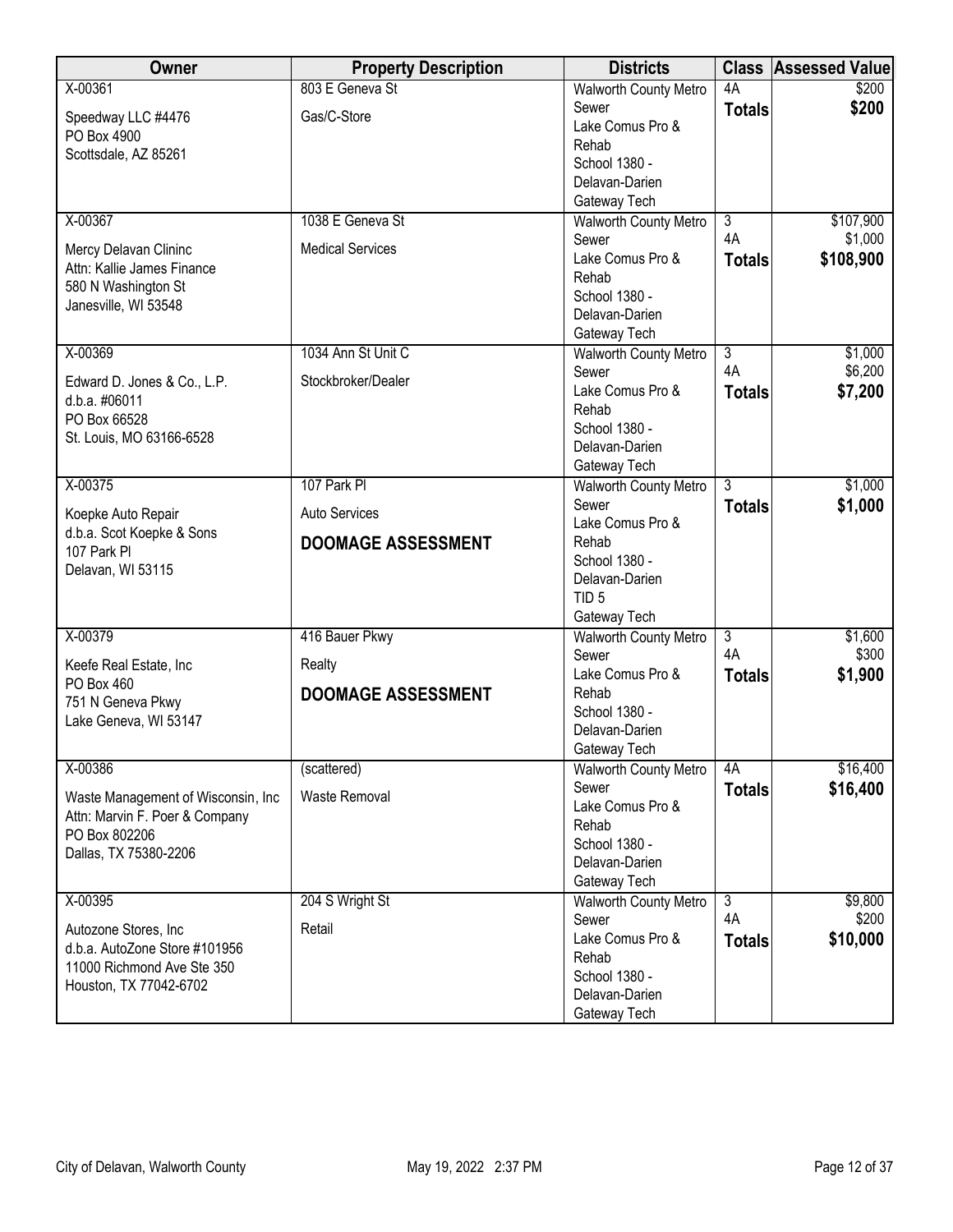| Owner | Property Description | Districts | Class | Assessed Value |
|---|---|---|---|---|
| X-00361<br>Speedway LLC #4476<br>PO Box 4900<br>Scottsdale, AZ 85261 | 803 E Geneva St<br>Gas/C-Store | Walworth County Metro Sewer<br>Lake Comus Pro & Rehab<br>School 1380 - Delavan-Darien<br>Gateway Tech | 4A<br>**Totals** | $200<br>**$200** |
| X-00367<br>Mercy Delavan Clininc<br>Attn: Kallie James Finance<br>580 N Washington St<br>Janesville, WI 53548 | 1038 E Geneva St<br>Medical Services | Walworth County Metro Sewer<br>Lake Comus Pro & Rehab<br>School 1380 - Delavan-Darien<br>Gateway Tech | 3<br>4A<br>**Totals** | $107,900<br>$1,000<br>**$108,900** |
| X-00369<br>Edward D. Jones & Co., L.P.<br>d.b.a. #06011<br>PO Box 66528<br>St. Louis, MO 63166-6528 | 1034 Ann St Unit C<br>Stockbroker/Dealer | Walworth County Metro Sewer<br>Lake Comus Pro & Rehab<br>School 1380 - Delavan-Darien<br>Gateway Tech | 3<br>4A<br>**Totals** | $1,000<br>$6,200<br>**$7,200** |
| X-00375<br>Koepke Auto Repair<br>d.b.a. Scot Koepke & Sons<br>107 Park Pl<br>Delavan, WI 53115 | 107 Park Pl<br>Auto Services<br>**DOOMAGE ASSESSMENT** | Walworth County Metro Sewer<br>Lake Comus Pro & Rehab<br>School 1380 - Delavan-Darien<br>TID 5<br>Gateway Tech | 3<br>**Totals** | $1,000<br>**$1,000** |
| X-00379<br>Keefe Real Estate, Inc<br>PO Box 460<br>751 N Geneva Pkwy<br>Lake Geneva, WI 53147 | 416 Bauer Pkwy<br>Realty<br>**DOOMAGE ASSESSMENT** | Walworth County Metro Sewer<br>Lake Comus Pro & Rehab<br>School 1380 - Delavan-Darien<br>Gateway Tech | 3<br>4A<br>**Totals** | $1,600<br>$300<br>**$1,900** |
| X-00386<br>Waste Management of Wisconsin, Inc<br>Attn: Marvin F. Poer & Company<br>PO Box 802206<br>Dallas, TX 75380-2206 | (scattered)<br>Waste Removal | Walworth County Metro Sewer<br>Lake Comus Pro & Rehab<br>School 1380 - Delavan-Darien<br>Gateway Tech | 4A<br>**Totals** | $16,400<br>**$16,400** |
| X-00395<br>Autozone Stores, Inc<br>d.b.a. AutoZone Store #101956<br>11000 Richmond Ave Ste 350<br>Houston, TX 77042-6702 | 204 S Wright St<br>Retail | Walworth County Metro Sewer<br>Lake Comus Pro & Rehab<br>School 1380 - Delavan-Darien<br>Gateway Tech | 3<br>4A<br>**Totals** | $9,800<br>$200<br>**$10,000** |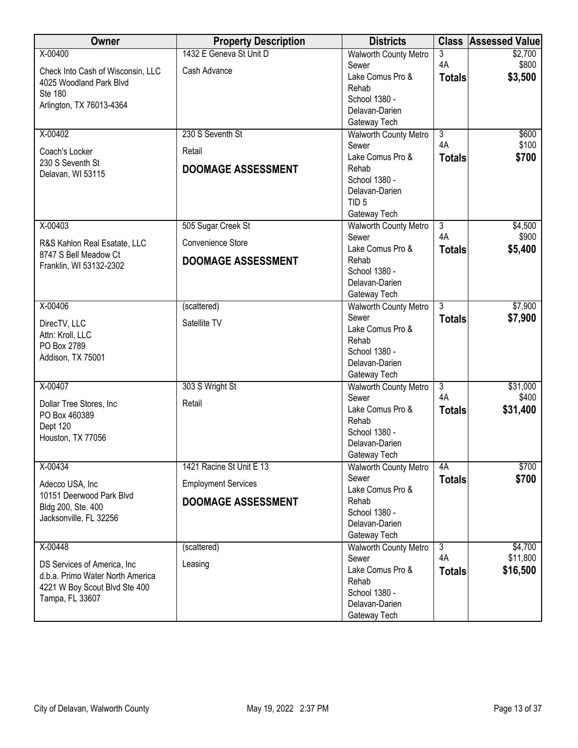| Owner | Property Description | Districts | Class | Assessed Value |
|---|---|---|---|---|
| X-00400<br>Check Into Cash of Wisconsin, LLC<br>4025 Woodland Park Blvd<br>Ste 180<br>Arlington, TX 76013-4364 | 1432 E Geneva St Unit D<br>Cash Advance | Walworth County Metro Sewer<br>Lake Comus Pro & Rehab<br>School 1380 - Delavan-Darien<br>Gateway Tech | 3<br>4A<br>**Totals** | $2,700<br>$800<br>**$3,500** |
| X-00402<br>Coach's Locker<br>230 S Seventh St<br>Delavan, WI 53115 | 230 S Seventh St<br>Retail<br>**DOOMAGE ASSESSMENT** | Walworth County Metro Sewer<br>Lake Comus Pro & Rehab<br>School 1380 - Delavan-Darien<br>TID 5<br>Gateway Tech | 3<br>4A<br>**Totals** | $600<br>$100<br>**$700** |
| X-00403<br>R&S Kahlon Real Esatate, LLC<br>8747 S Bell Meadow Ct<br>Franklin, WI 53132-2302 | 505 Sugar Creek St<br>Convenience Store<br>**DOOMAGE ASSESSMENT** | Walworth County Metro Sewer<br>Lake Comus Pro & Rehab<br>School 1380 - Delavan-Darien<br>Gateway Tech | 3<br>4A<br>**Totals** | $4,500<br>$900<br>**$5,400** |
| X-00406<br>DirecTV, LLC<br>Attn: Kroll, LLC<br>PO Box 2789<br>Addison, TX 75001 | (scattered)<br>Satellite TV | Walworth County Metro Sewer<br>Lake Comus Pro & Rehab<br>School 1380 - Delavan-Darien<br>Gateway Tech | 3<br>**Totals** | $7,900<br>**$7,900** |
| X-00407<br>Dollar Tree Stores, Inc<br>PO Box 460389<br>Dept 120<br>Houston, TX 77056 | 303 S Wright St<br>Retail | Walworth County Metro Sewer<br>Lake Comus Pro & Rehab<br>School 1380 - Delavan-Darien<br>Gateway Tech | 3<br>4A<br>**Totals** | $31,000<br>$400<br>**$31,400** |
| X-00434<br>Adecco USA, Inc<br>10151 Deerwood Park Blvd<br>Bldg 200, Ste. 400<br>Jacksonville, FL 32256 | 1421 Racine St Unit E 13<br>Employment Services<br>**DOOMAGE ASSESSMENT** | Walworth County Metro Sewer<br>Lake Comus Pro & Rehab<br>School 1380 - Delavan-Darien<br>Gateway Tech | 4A<br>**Totals** | $700<br>**$700** |
| X-00448<br>DS Services of America, Inc<br>d.b.a. Primo Water North America<br>4221 W Boy Scout Blvd Ste 400<br>Tampa, FL 33607 | (scattered)<br>Leasing | Walworth County Metro Sewer<br>Lake Comus Pro & Rehab<br>School 1380 - Delavan-Darien<br>Gateway Tech | 3<br>4A<br>**Totals** | $4,700<br>$11,800<br>**$16,500** |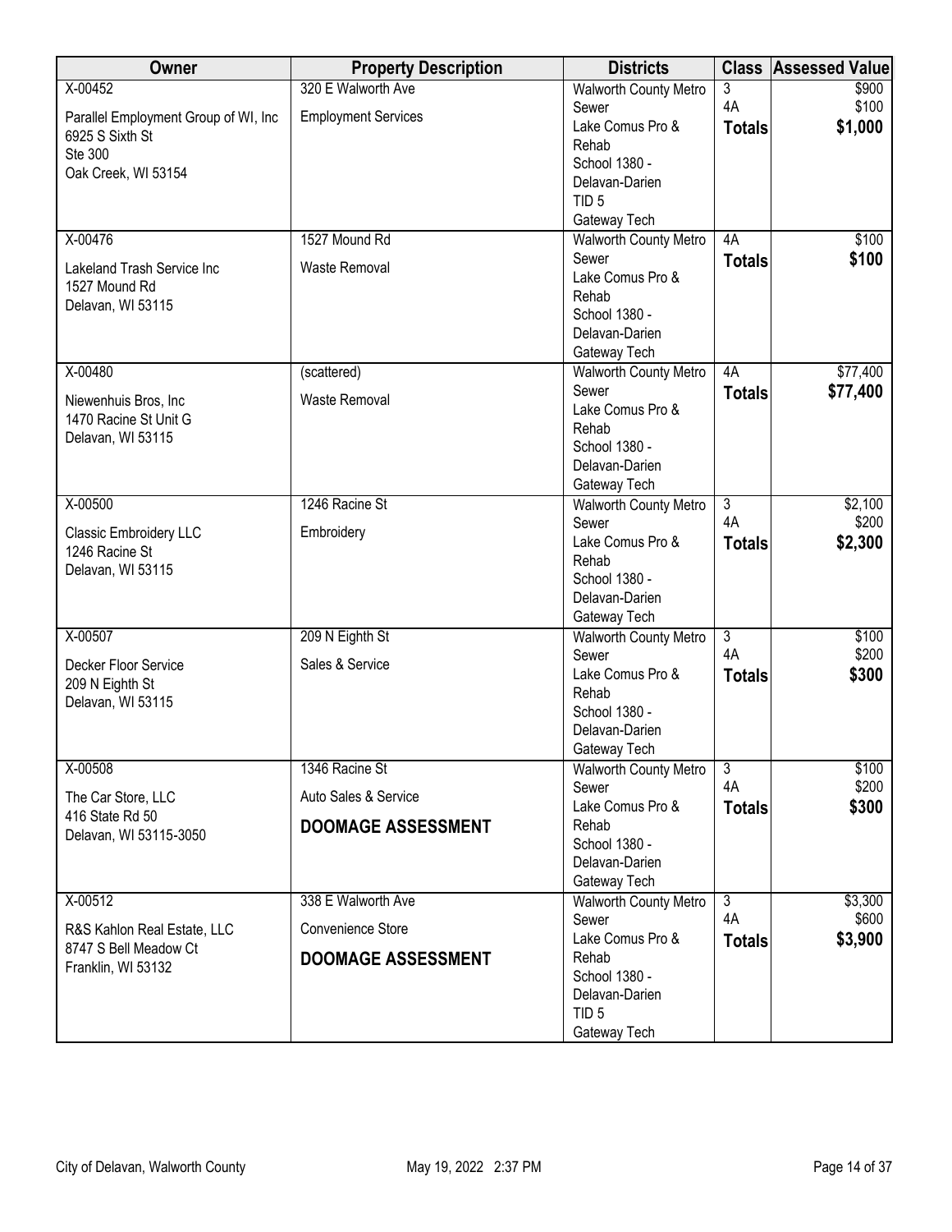| Owner | Property Description | Districts | Class | Assessed Value |
|---|---|---|---|---|
| X-00452<br>Parallel Employment Group of WI, Inc<br>6925 S Sixth St<br>Ste 300<br>Oak Creek, WI 53154 | 320 E Walworth Ave<br>Employment Services | Walworth County Metro Sewer<br>Lake Comus Pro & Rehab<br>School 1380 - Delavan-Darien<br>TID 5<br>Gateway Tech | 3<br>4A<br>**Totals** | $900<br>$100<br>**$1,000** |
| X-00476<br>Lakeland Trash Service Inc<br>1527 Mound Rd<br>Delavan, WI 53115 | 1527 Mound Rd<br>Waste Removal | Walworth County Metro Sewer<br>Lake Comus Pro & Rehab<br>School 1380 - Delavan-Darien<br>Gateway Tech | 4A<br>**Totals** | $100<br>**$100** |
| X-00480<br>Niewenhuis Bros, Inc<br>1470 Racine St Unit G<br>Delavan, WI 53115 | (scattered)<br>Waste Removal | Walworth County Metro Sewer<br>Lake Comus Pro & Rehab<br>School 1380 - Delavan-Darien<br>Gateway Tech | 4A<br>**Totals** | $77,400<br>**$77,400** |
| X-00500<br>Classic Embroidery LLC<br>1246 Racine St<br>Delavan, WI 53115 | 1246 Racine St<br>Embroidery | Walworth County Metro Sewer<br>Lake Comus Pro & Rehab<br>School 1380 - Delavan-Darien<br>Gateway Tech | 3<br>4A<br>**Totals** | $2,100<br>$200<br>**$2,300** |
| X-00507<br>Decker Floor Service<br>209 N Eighth St<br>Delavan, WI 53115 | 209 N Eighth St<br>Sales & Service | Walworth County Metro Sewer<br>Lake Comus Pro & Rehab<br>School 1380 - Delavan-Darien<br>Gateway Tech | 3<br>4A<br>**Totals** | $100<br>$200<br>**$300** |
| X-00508<br>The Car Store, LLC<br>416 State Rd 50<br>Delavan, WI 53115-3050 | 1346 Racine St<br>Auto Sales & Service<br>**DOOMAGE ASSESSMENT** | Walworth County Metro Sewer<br>Lake Comus Pro & Rehab<br>School 1380 - Delavan-Darien<br>Gateway Tech | 3<br>4A<br>**Totals** | $100<br>$200<br>**$300** |
| X-00512<br>R&S Kahlon Real Estate, LLC<br>8747 S Bell Meadow Ct<br>Franklin, WI 53132 | 338 E Walworth Ave<br>Convenience Store<br>**DOOMAGE ASSESSMENT** | Walworth County Metro Sewer<br>Lake Comus Pro & Rehab<br>School 1380 - Delavan-Darien<br>TID 5<br>Gateway Tech | 3<br>4A<br>**Totals** | $3,300<br>$600<br>**$3,900** |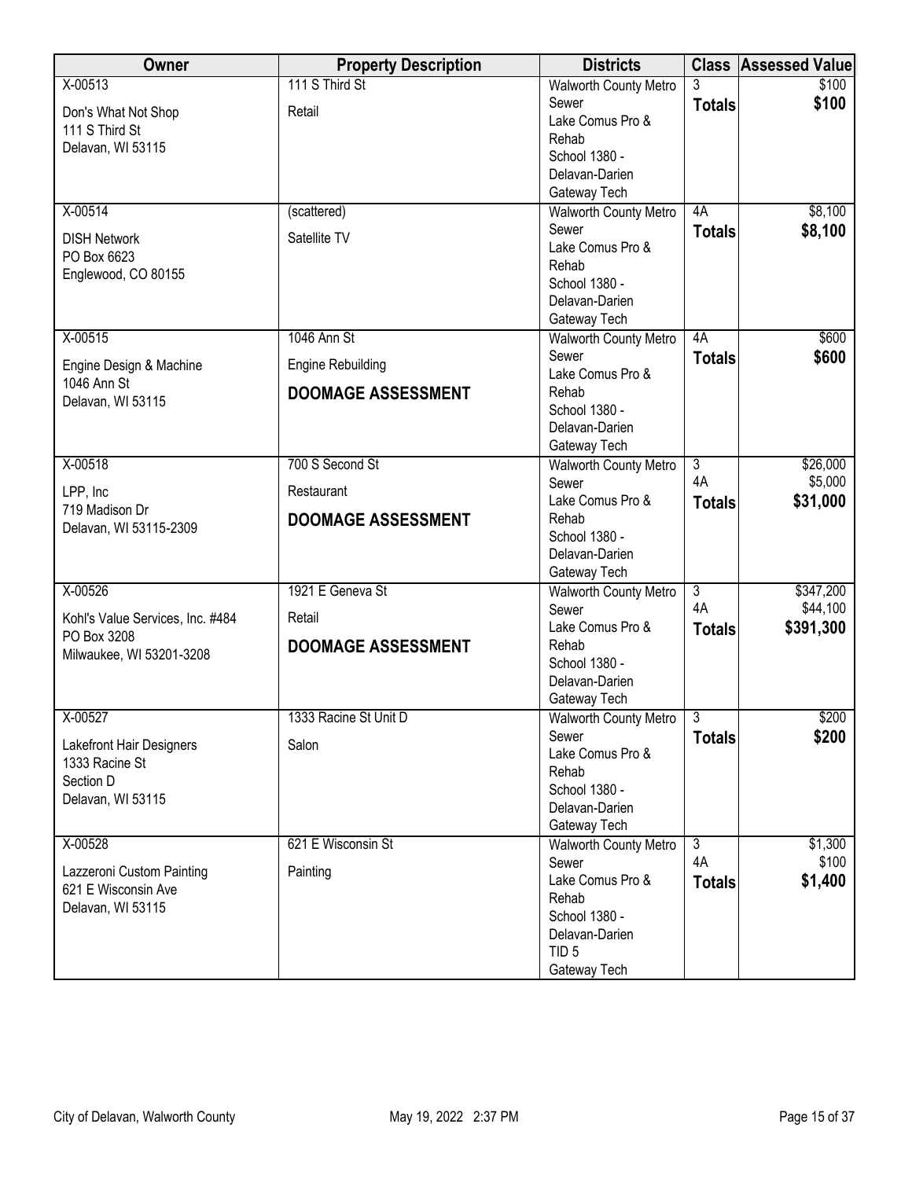| Owner | Property Description | Districts | Class | Assessed Value |
|---|---|---|---|---|
| X-00513<br>Don's What Not Shop<br>111 S Third St<br>Delavan, WI 53115 | 111 S Third St<br>Retail | Walworth County Metro Sewer<br>Lake Comus Pro & Rehab<br>School 1380 - Delavan-Darien<br>Gateway Tech | 3<br>**Totals** | $100<br>**$100** |
| X-00514<br>DISH Network<br>PO Box 6623<br>Englewood, CO 80155 | (scattered)<br>Satellite TV | Walworth County Metro Sewer<br>Lake Comus Pro & Rehab<br>School 1380 - Delavan-Darien<br>Gateway Tech | 4A<br>**Totals** | $8,100<br>**$8,100** |
| X-00515<br>Engine Design & Machine<br>1046 Ann St<br>Delavan, WI 53115 | 1046 Ann St<br>Engine Rebuilding<br>**DOOMAGE ASSESSMENT** | Walworth County Metro Sewer<br>Lake Comus Pro & Rehab<br>School 1380 - Delavan-Darien<br>Gateway Tech | 4A<br>**Totals** | $600<br>**$600** |
| X-00518<br>LPP, Inc<br>719 Madison Dr<br>Delavan, WI 53115-2309 | 700 S Second St<br>Restaurant<br>**DOOMAGE ASSESSMENT** | Walworth County Metro Sewer<br>Lake Comus Pro & Rehab<br>School 1380 - Delavan-Darien<br>Gateway Tech | 3<br>4A<br>**Totals** | $26,000<br>$5,000<br>**$31,000** |
| X-00526<br>Kohl's Value Services, Inc. #484<br>PO Box 3208<br>Milwaukee, WI 53201-3208 | 1921 E Geneva St<br>Retail<br>**DOOMAGE ASSESSMENT** | Walworth County Metro Sewer<br>Lake Comus Pro & Rehab<br>School 1380 - Delavan-Darien<br>Gateway Tech | 3<br>4A<br>**Totals** | $347,200<br>$44,100<br>**$391,300** |
| X-00527<br>Lakefront Hair Designers<br>1333 Racine St<br>Section D<br>Delavan, WI 53115 | 1333 Racine St Unit D<br>Salon | Walworth County Metro Sewer<br>Lake Comus Pro & Rehab<br>School 1380 - Delavan-Darien<br>Gateway Tech | 3<br>**Totals** | $200<br>**$200** |
| X-00528<br>Lazzeroni Custom Painting<br>621 E Wisconsin Ave<br>Delavan, WI 53115 | 621 E Wisconsin St<br>Painting | Walworth County Metro Sewer<br>Lake Comus Pro & Rehab<br>School 1380 - Delavan-Darien<br>TID 5<br>Gateway Tech | 3<br>4A<br>**Totals** | $1,300<br>$100<br>**$1,400** |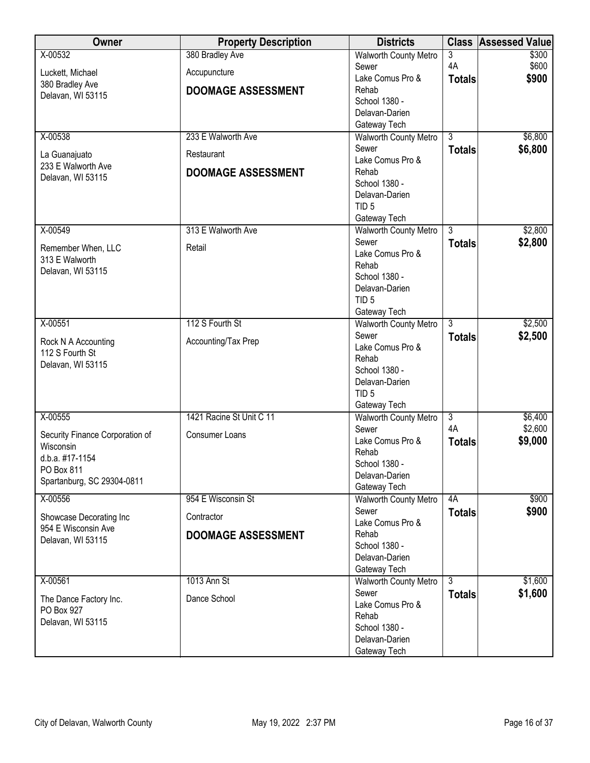| Owner | Property Description | Districts | Class | Assessed Value |
|---|---|---|---|---|
| X-00532<br>Luckett, Michael<br>380 Bradley Ave<br>Delavan, WI 53115 | 380 Bradley Ave<br>Accupuncture<br>**DOOMAGE ASSESSMENT** | Walworth County Metro Sewer<br>Lake Comus Pro & Rehab<br>School 1380 - Delavan-Darien<br>Gateway Tech | 3<br>4A<br>**Totals** | $300<br>$600<br>**$900** |
| X-00538<br>La Guanajuato<br>233 E Walworth Ave<br>Delavan, WI 53115 | 233 E Walworth Ave<br>Restaurant<br>**DOOMAGE ASSESSMENT** | Walworth County Metro Sewer<br>Lake Comus Pro & Rehab<br>School 1380 - Delavan-Darien<br>TID 5<br>Gateway Tech | 3<br>**Totals** | $6,800<br>**$6,800** |
| X-00549<br>Remember When, LLC<br>313 E Walworth<br>Delavan, WI 53115 | 313 E Walworth Ave<br>Retail | Walworth County Metro Sewer<br>Lake Comus Pro & Rehab<br>School 1380 - Delavan-Darien<br>TID 5<br>Gateway Tech | 3<br>**Totals** | $2,800<br>**$2,800** |
| X-00551<br>Rock N A Accounting<br>112 S Fourth St<br>Delavan, WI 53115 | 112 S Fourth St<br>Accounting/Tax Prep | Walworth County Metro Sewer<br>Lake Comus Pro & Rehab<br>School 1380 - Delavan-Darien<br>TID 5<br>Gateway Tech | 3<br>**Totals** | $2,500<br>**$2,500** |
| X-00555<br>Security Finance Corporation of Wisconsin<br>d.b.a. #17-1154<br>PO Box 811<br>Spartanburg, SC 29304-0811 | 1421 Racine St Unit C 11<br>Consumer Loans | Walworth County Metro Sewer<br>Lake Comus Pro & Rehab<br>School 1380 - Delavan-Darien<br>Gateway Tech | 3<br>4A<br>**Totals** | $6,400<br>$2,600<br>**$9,000** |
| X-00556<br>Showcase Decorating Inc<br>954 E Wisconsin Ave<br>Delavan, WI 53115 | 954 E Wisconsin St<br>Contractor<br>**DOOMAGE ASSESSMENT** | Walworth County Metro Sewer<br>Lake Comus Pro & Rehab<br>School 1380 - Delavan-Darien<br>Gateway Tech | 4A<br>**Totals** | $900<br>**$900** |
| X-00561<br>The Dance Factory Inc.<br>PO Box 927<br>Delavan, WI 53115 | 1013 Ann St<br>Dance School | Walworth County Metro Sewer<br>Lake Comus Pro & Rehab<br>School 1380 - Delavan-Darien<br>Gateway Tech | 3<br>**Totals** | $1,600<br>**$1,600** |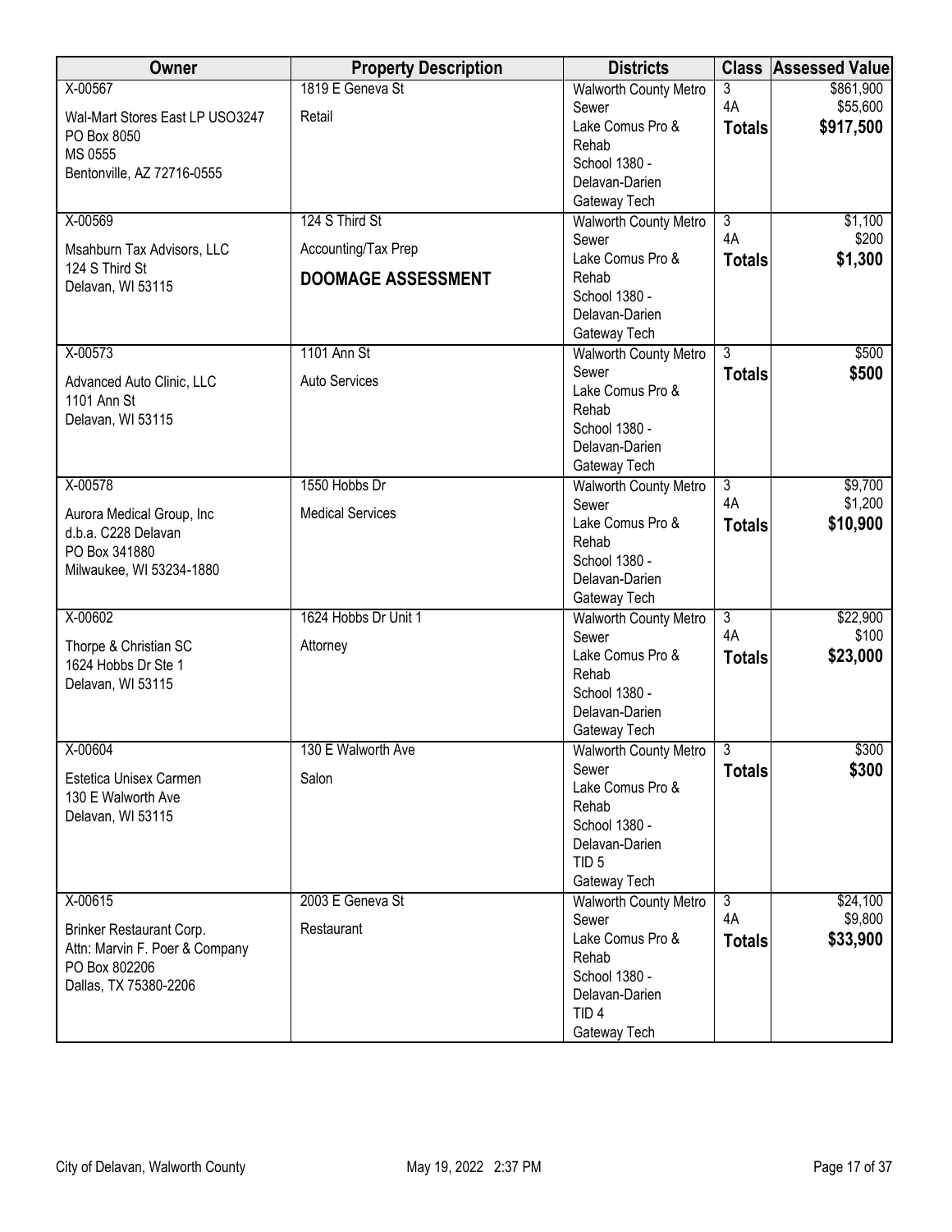| Owner | Property Description | Districts | Class | Assessed Value |
|---|---|---|---|---|
| X-00567<br>Wal-Mart Stores East LP USO3247<br>PO Box 8050<br>MS 0555<br>Bentonville, AZ 72716-0555 | 1819 E Geneva St<br>Retail | Walworth County Metro Sewer<br>Lake Comus Pro & Rehab<br>School 1380 - Delavan-Darien<br>Gateway Tech | 3<br>4A<br>**Totals** | $861,900<br>$55,600<br>**$917,500** |
| X-00569<br>Msahburn Tax Advisors, LLC<br>124 S Third St<br>Delavan, WI 53115 | 124 S Third St<br>Accounting/Tax Prep<br>**DOOMAGE ASSESSMENT** | Walworth County Metro Sewer<br>Lake Comus Pro & Rehab<br>School 1380 - Delavan-Darien<br>Gateway Tech | 3<br>4A<br>**Totals** | $1,100<br>$200<br>**$1,300** |
| X-00573<br>Advanced Auto Clinic, LLC<br>1101 Ann St<br>Delavan, WI 53115 | 1101 Ann St<br>Auto Services | Walworth County Metro Sewer<br>Lake Comus Pro & Rehab<br>School 1380 - Delavan-Darien<br>Gateway Tech | 3<br>**Totals** | $500<br>**$500** |
| X-00578<br>Aurora Medical Group, Inc<br>d.b.a. C228 Delavan<br>PO Box 341880<br>Milwaukee, WI 53234-1880 | 1550 Hobbs Dr<br>Medical Services | Walworth County Metro Sewer<br>Lake Comus Pro & Rehab<br>School 1380 - Delavan-Darien<br>Gateway Tech | 3<br>4A<br>**Totals** | $9,700<br>$1,200<br>**$10,900** |
| X-00602<br>Thorpe & Christian SC<br>1624 Hobbs Dr Ste 1<br>Delavan, WI 53115 | 1624 Hobbs Dr Unit 1<br>Attorney | Walworth County Metro Sewer<br>Lake Comus Pro & Rehab<br>School 1380 - Delavan-Darien<br>Gateway Tech | 3<br>4A<br>**Totals** | $22,900<br>$100<br>**$23,000** |
| X-00604<br>Estetica Unisex Carmen<br>130 E Walworth Ave<br>Delavan, WI 53115 | 130 E Walworth Ave<br>Salon | Walworth County Metro Sewer<br>Lake Comus Pro & Rehab<br>School 1380 - Delavan-Darien<br>TID 5<br>Gateway Tech | 3<br>**Totals** | $300<br>**$300** |
| X-00615<br>Brinker Restaurant Corp.<br>Attn: Marvin F. Poer & Company<br>PO Box 802206<br>Dallas, TX 75380-2206 | 2003 E Geneva St<br>Restaurant | Walworth County Metro Sewer<br>Lake Comus Pro & Rehab<br>School 1380 - Delavan-Darien<br>TID 4<br>Gateway Tech | 3<br>4A<br>**Totals** | $24,100<br>$9,800<br>**$33,900** |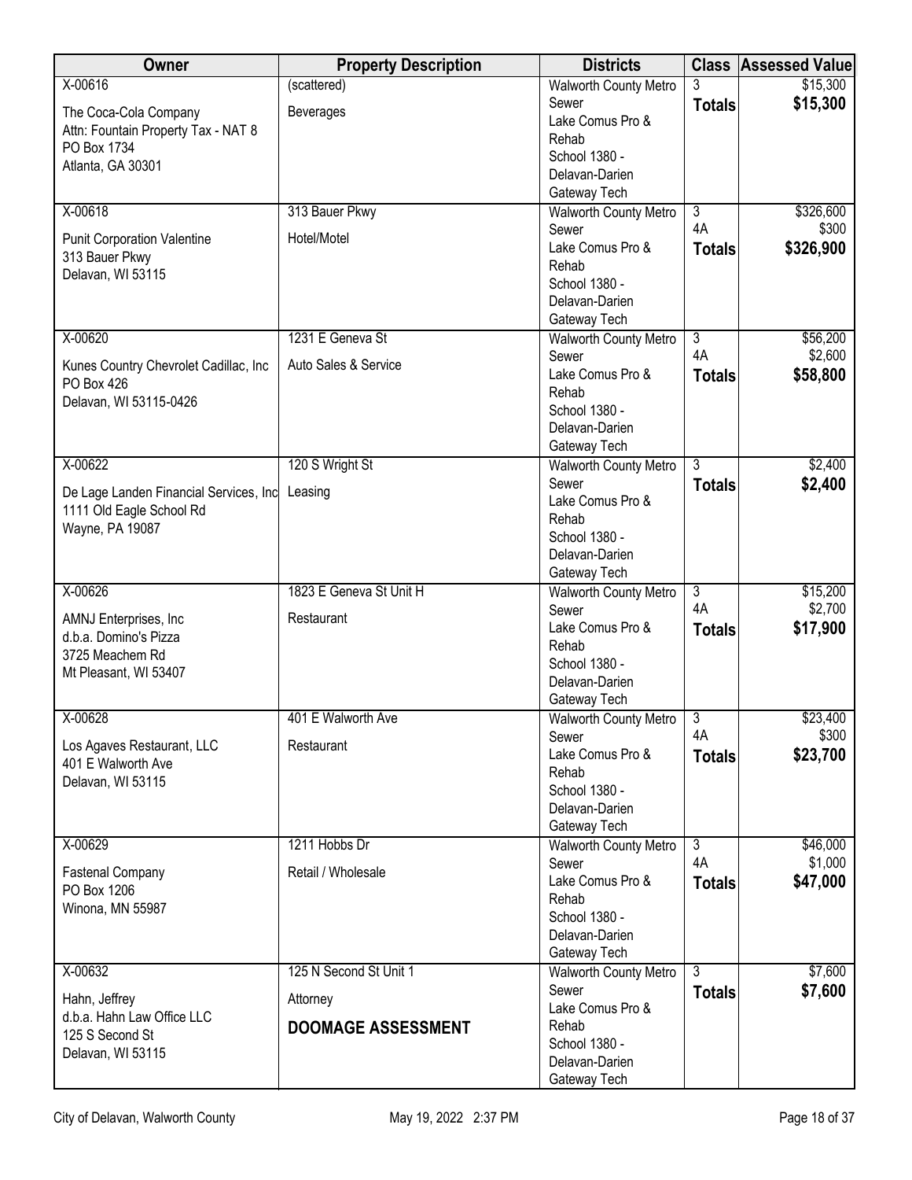| Owner | Property Description | Districts | Class | Assessed Value |
|---|---|---|---|---|
| X-00616<br>The Coca-Cola Company<br>Attn: Fountain Property Tax - NAT 8<br>PO Box 1734<br>Atlanta, GA 30301 | (scattered)<br>Beverages | Walworth County Metro Sewer<br>Lake Comus Pro & Rehab<br>School 1380 - Delavan-Darien<br>Gateway Tech | 3<br>**Totals** | $15,300<br>**$15,300** |
| X-00618<br>Punit Corporation Valentine<br>313 Bauer Pkwy<br>Delavan, WI 53115 | 313 Bauer Pkwy<br>Hotel/Motel | Walworth County Metro Sewer<br>Lake Comus Pro & Rehab<br>School 1380 - Delavan-Darien<br>Gateway Tech | 3<br>4A<br>**Totals** | $326,600<br>$300<br>**$326,900** |
| X-00620<br>Kunes Country Chevrolet Cadillac, Inc<br>PO Box 426<br>Delavan, WI 53115-0426 | 1231 E Geneva St<br>Auto Sales & Service | Walworth County Metro Sewer<br>Lake Comus Pro & Rehab<br>School 1380 - Delavan-Darien<br>Gateway Tech | 3<br>4A<br>**Totals** | $56,200<br>$2,600<br>**$58,800** |
| X-00622<br>De Lage Landen Financial Services, Inc<br>1111 Old Eagle School Rd<br>Wayne, PA 19087 | 120 S Wright St<br>Leasing | Walworth County Metro Sewer<br>Lake Comus Pro & Rehab<br>School 1380 - Delavan-Darien<br>Gateway Tech | 3<br>**Totals** | $2,400<br>**$2,400** |
| X-00626<br>AMNJ Enterprises, Inc<br>d.b.a. Domino's Pizza<br>3725 Meachem Rd<br>Mt Pleasant, WI 53407 | 1823 E Geneva St Unit H<br>Restaurant | Walworth County Metro Sewer<br>Lake Comus Pro & Rehab<br>School 1380 - Delavan-Darien<br>Gateway Tech | 3<br>4A<br>**Totals** | $15,200<br>$2,700<br>**$17,900** |
| X-00628<br>Los Agaves Restaurant, LLC<br>401 E Walworth Ave<br>Delavan, WI 53115 | 401 E Walworth Ave<br>Restaurant | Walworth County Metro Sewer<br>Lake Comus Pro & Rehab<br>School 1380 - Delavan-Darien<br>Gateway Tech | 3<br>4A<br>**Totals** | $23,400<br>$300<br>**$23,700** |
| X-00629<br>Fastenal Company<br>PO Box 1206<br>Winona, MN 55987 | 1211 Hobbs Dr<br>Retail / Wholesale | Walworth County Metro Sewer<br>Lake Comus Pro & Rehab<br>School 1380 - Delavan-Darien<br>Gateway Tech | 3<br>4A<br>**Totals** | $46,000<br>$1,000<br>**$47,000** |
| X-00632<br>Hahn, Jeffrey<br>d.b.a. Hahn Law Office LLC<br>125 S Second St<br>Delavan, WI 53115 | 125 N Second St Unit 1<br>Attorney<br>**DOOMAGE ASSESSMENT** | Walworth County Metro Sewer<br>Lake Comus Pro & Rehab<br>School 1380 - Delavan-Darien<br>Gateway Tech | 3<br>**Totals** | $7,600<br>**$7,600** |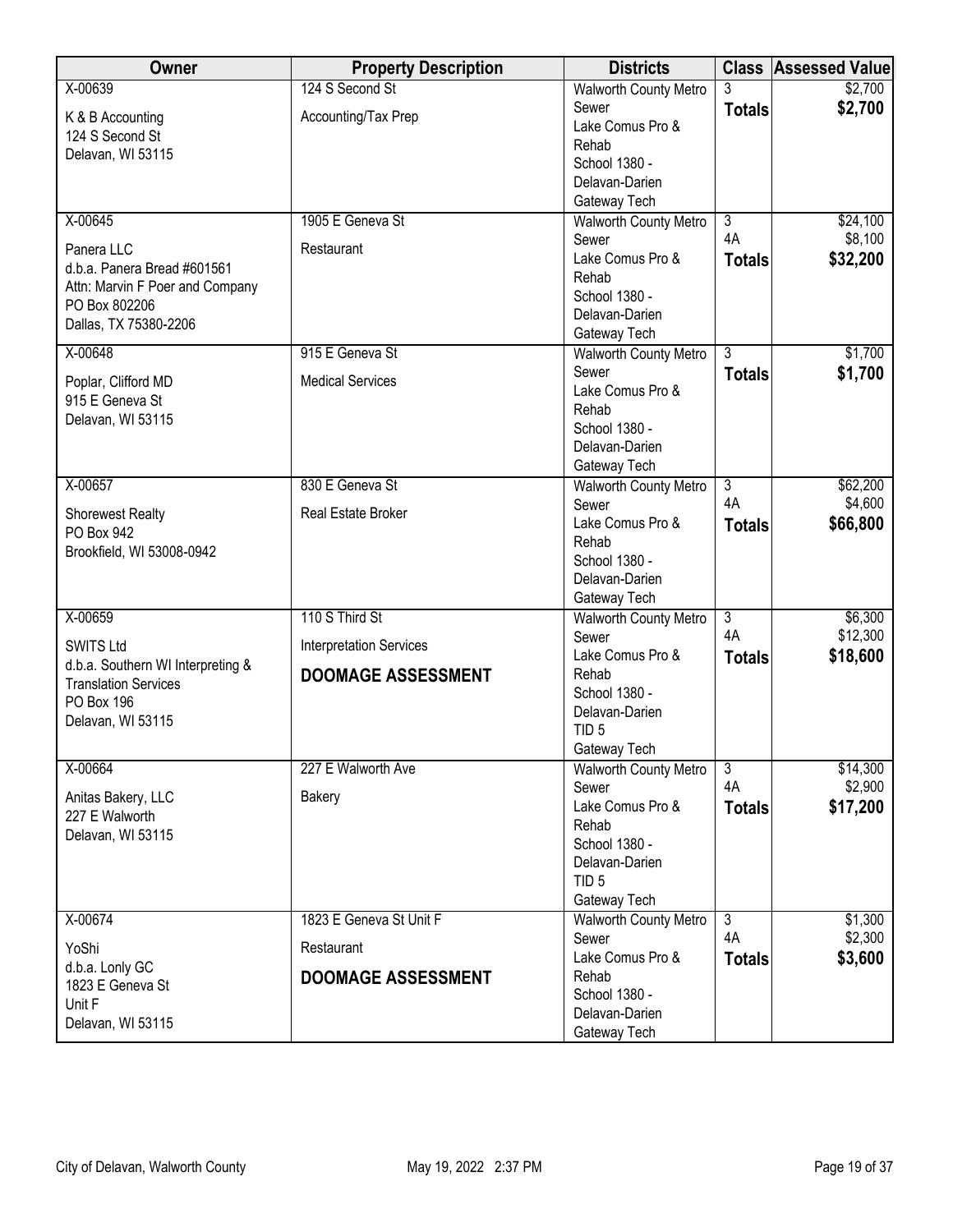| Owner | Property Description | Districts | Class | Assessed Value |
|---|---|---|---|---|
| X-00639<br>K & B Accounting<br>124 S Second St<br>Delavan, WI 53115 | 124 S Second St<br>Accounting/Tax Prep | Walworth County Metro Sewer<br>Lake Comus Pro & Rehab<br>School 1380 - Delavan-Darien<br>Gateway Tech | 3<br>**Totals** | $2,700<br>**$2,700** |
| X-00645<br>Panera LLC<br>d.b.a. Panera Bread #601561<br>Attn: Marvin F Poer and Company<br>PO Box 802206<br>Dallas, TX 75380-2206 | 1905 E Geneva St<br>Restaurant | Walworth County Metro Sewer<br>Lake Comus Pro & Rehab<br>School 1380 - Delavan-Darien<br>Gateway Tech | 3<br>4A<br>**Totals** | $24,100<br>$8,100<br>**$32,200** |
| X-00648<br>Poplar, Clifford MD<br>915 E Geneva St<br>Delavan, WI 53115 | 915 E Geneva St<br>Medical Services | Walworth County Metro Sewer<br>Lake Comus Pro & Rehab<br>School 1380 - Delavan-Darien<br>Gateway Tech | 3<br>**Totals** | $1,700<br>**$1,700** |
| X-00657<br>Shorewest Realty<br>PO Box 942<br>Brookfield, WI 53008-0942 | 830 E Geneva St<br>Real Estate Broker | Walworth County Metro Sewer<br>Lake Comus Pro & Rehab<br>School 1380 - Delavan-Darien<br>Gateway Tech | 3<br>4A<br>**Totals** | $62,200<br>$4,600<br>**$66,800** |
| X-00659<br>SWITS Ltd<br>d.b.a. Southern WI Interpreting & Translation Services<br>PO Box 196<br>Delavan, WI 53115 | 110 S Third St<br>Interpretation Services<br>**DOOMAGE ASSESSMENT** | Walworth County Metro Sewer<br>Lake Comus Pro & Rehab<br>School 1380 - Delavan-Darien<br>TID 5<br>Gateway Tech | 3<br>4A<br>**Totals** | $6,300<br>$12,300<br>**$18,600** |
| X-00664<br>Anitas Bakery, LLC<br>227 E Walworth<br>Delavan, WI 53115 | 227 E Walworth Ave<br>Bakery | Walworth County Metro Sewer<br>Lake Comus Pro & Rehab<br>School 1380 - Delavan-Darien<br>TID 5<br>Gateway Tech | 3<br>4A<br>**Totals** | $14,300<br>$2,900<br>**$17,200** |
| X-00674<br>YoShi<br>d.b.a. Lonly GC<br>1823 E Geneva St<br>Unit F<br>Delavan, WI 53115 | 1823 E Geneva St Unit F<br>Restaurant<br>**DOOMAGE ASSESSMENT** | Walworth County Metro Sewer<br>Lake Comus Pro & Rehab<br>School 1380 - Delavan-Darien<br>Gateway Tech | 3<br>4A<br>**Totals** | $1,300<br>$2,300<br>**$3,600** |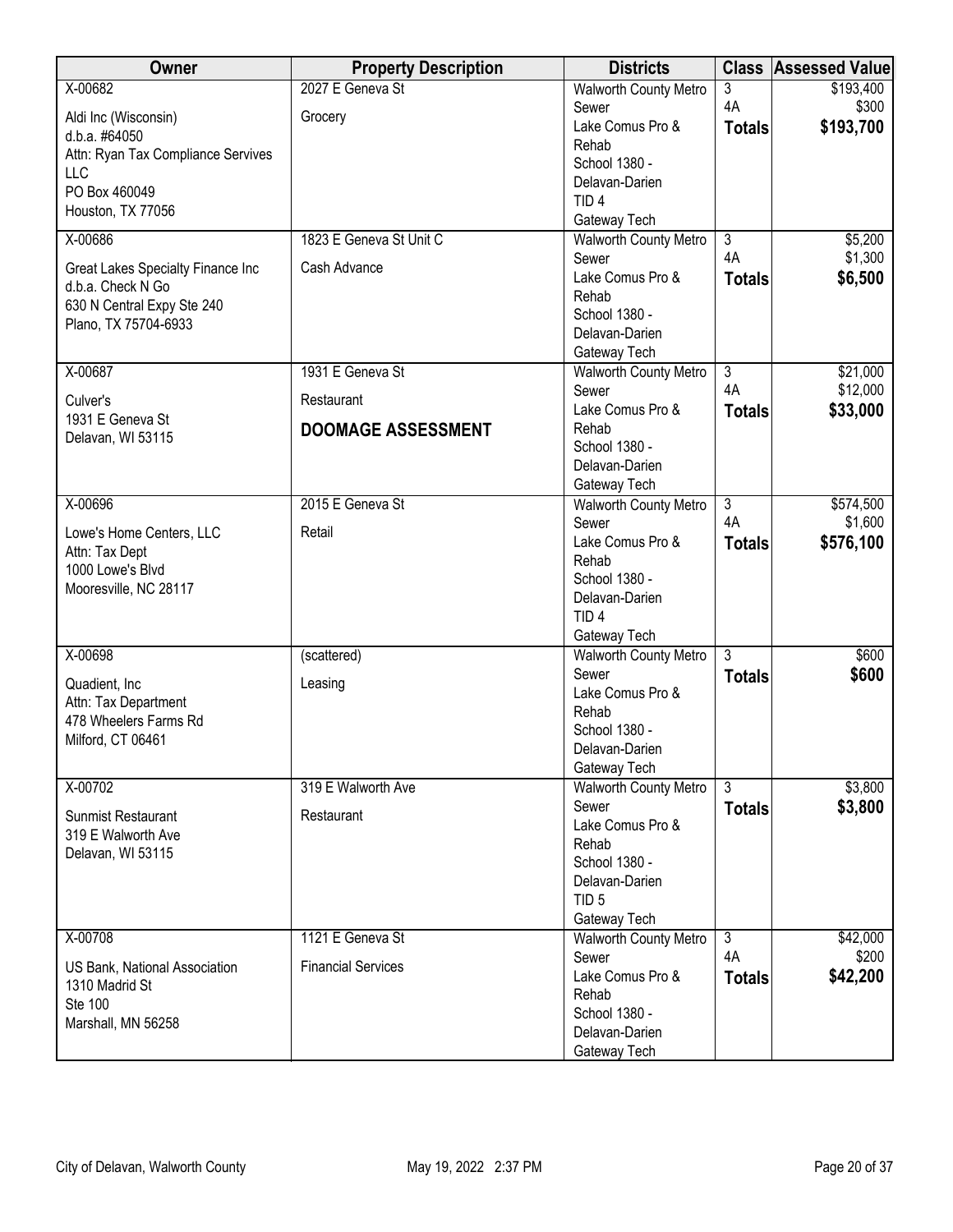| Owner | Property Description | Districts | Class | Assessed Value |
|---|---|---|---|---|
| X-00682<br>Aldi Inc (Wisconsin)<br>d.b.a. #64050<br>Attn: Ryan Tax Compliance Servives LLC<br>PO Box 460049<br>Houston, TX 77056 | 2027 E Geneva St<br>Grocery | Walworth County Metro Sewer<br>Lake Comus Pro & Rehab<br>School 1380 - Delavan-Darien<br>TID 4<br>Gateway Tech | 3<br>4A<br>**Totals** | $193,400<br>$300<br>**$193,700** |
| X-00686<br>Great Lakes Specialty Finance Inc<br>d.b.a. Check N Go<br>630 N Central Expy Ste 240<br>Plano, TX 75704-6933 | 1823 E Geneva St Unit C<br>Cash Advance | Walworth County Metro Sewer<br>Lake Comus Pro & Rehab<br>School 1380 - Delavan-Darien<br>Gateway Tech | 3<br>4A<br>**Totals** | $5,200<br>$1,300<br>**$6,500** |
| X-00687<br>Culver's<br>1931 E Geneva St<br>Delavan, WI 53115 | 1931 E Geneva St<br>Restaurant<br>**DOOMAGE ASSESSMENT** | Walworth County Metro Sewer<br>Lake Comus Pro & Rehab<br>School 1380 - Delavan-Darien<br>Gateway Tech | 3<br>4A<br>**Totals** | $21,000<br>$12,000<br>**$33,000** |
| X-00696<br>Lowe's Home Centers, LLC<br>Attn: Tax Dept<br>1000 Lowe's Blvd<br>Mooresville, NC 28117 | 2015 E Geneva St<br>Retail | Walworth County Metro Sewer<br>Lake Comus Pro & Rehab<br>School 1380 - Delavan-Darien<br>TID 4<br>Gateway Tech | 3<br>4A<br>**Totals** | $574,500<br>$1,600<br>**$576,100** |
| X-00698<br>Quadient, Inc<br>Attn: Tax Department<br>478 Wheelers Farms Rd<br>Milford, CT 06461 | (scattered)<br>Leasing | Walworth County Metro Sewer<br>Lake Comus Pro & Rehab<br>School 1380 - Delavan-Darien<br>Gateway Tech | 3<br>**Totals** | $600<br>**$600** |
| X-00702<br>Sunmist Restaurant<br>319 E Walworth Ave<br>Delavan, WI 53115 | 319 E Walworth Ave<br>Restaurant | Walworth County Metro Sewer<br>Lake Comus Pro & Rehab<br>School 1380 - Delavan-Darien<br>TID 5<br>Gateway Tech | 3<br>**Totals** | $3,800<br>**$3,800** |
| X-00708<br>US Bank, National Association<br>1310 Madrid St<br>Ste 100<br>Marshall, MN 56258 | 1121 E Geneva St<br>Financial Services | Walworth County Metro Sewer<br>Lake Comus Pro & Rehab<br>School 1380 - Delavan-Darien<br>Gateway Tech | 3<br>4A<br>**Totals** | $42,000<br>$200<br>**$42,200** |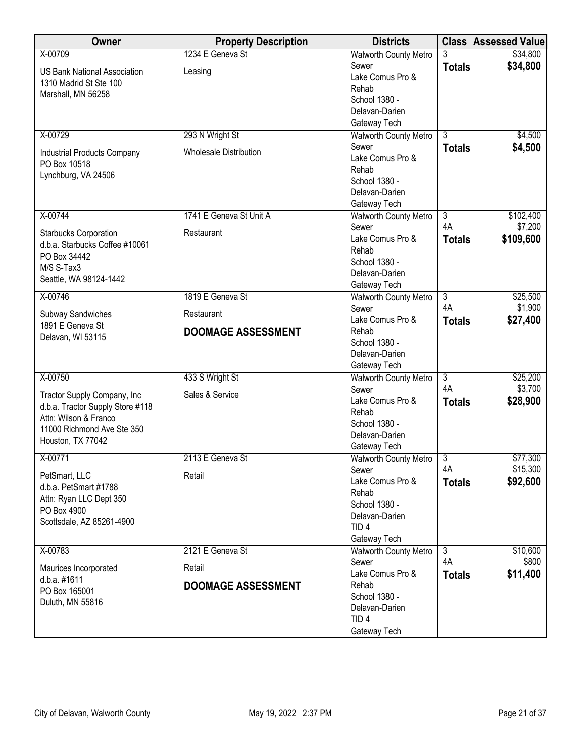| Owner | Property Description | Districts | Class | Assessed Value |
|---|---|---|---|---|
| X-00709<br>US Bank National Association<br>1310 Madrid St Ste 100<br>Marshall, MN 56258 | 1234 E Geneva St<br>Leasing | Walworth County Metro Sewer<br>Lake Comus Pro & Rehab<br>School 1380 - Delavan-Darien<br>Gateway Tech | 3<br>**Totals** | $34,800<br>**$34,800** |
| X-00729<br>Industrial Products Company<br>PO Box 10518<br>Lynchburg, VA 24506 | 293 N Wright St<br>Wholesale Distribution | Walworth County Metro Sewer<br>Lake Comus Pro & Rehab<br>School 1380 - Delavan-Darien<br>Gateway Tech | 3<br>**Totals** | $4,500<br>**$4,500** |
| X-00744<br>Starbucks Corporation<br>d.b.a. Starbucks Coffee #10061<br>PO Box 34442<br>M/S S-Tax3<br>Seattle, WA 98124-1442 | 1741 E Geneva St Unit A<br>Restaurant | Walworth County Metro Sewer<br>Lake Comus Pro & Rehab<br>School 1380 - Delavan-Darien<br>Gateway Tech | 3<br>4A<br>**Totals** | $102,400<br>$7,200<br>**$109,600** |
| X-00746<br>Subway Sandwiches<br>1891 E Geneva St<br>Delavan, WI 53115 | 1819 E Geneva St<br>Restaurant<br>**DOOMAGE ASSESSMENT** | Walworth County Metro Sewer<br>Lake Comus Pro & Rehab<br>School 1380 - Delavan-Darien<br>Gateway Tech | 3<br>4A<br>**Totals** | $25,500<br>$1,900<br>**$27,400** |
| X-00750<br>Tractor Supply Company, Inc<br>d.b.a. Tractor Supply Store #118<br>Attn: Wilson & Franco<br>11000 Richmond Ave Ste 350<br>Houston, TX 77042 | 433 S Wright St<br>Sales & Service | Walworth County Metro Sewer<br>Lake Comus Pro & Rehab<br>School 1380 - Delavan-Darien<br>Gateway Tech | 3<br>4A<br>**Totals** | $25,200<br>$3,700<br>**$28,900** |
| X-00771<br>PetSmart, LLC<br>d.b.a. PetSmart #1788<br>Attn: Ryan LLC Dept 350<br>PO Box 4900<br>Scottsdale, AZ 85261-4900 | 2113 E Geneva St<br>Retail | Walworth County Metro Sewer<br>Lake Comus Pro & Rehab<br>School 1380 - Delavan-Darien<br>TID 4<br>Gateway Tech | 3<br>4A<br>**Totals** | $77,300<br>$15,300<br>**$92,600** |
| X-00783<br>Maurices Incorporated<br>d.b.a. #1611<br>PO Box 165001<br>Duluth, MN 55816 | 2121 E Geneva St<br>Retail<br>**DOOMAGE ASSESSMENT** | Walworth County Metro Sewer<br>Lake Comus Pro & Rehab<br>School 1380 - Delavan-Darien<br>TID 4<br>Gateway Tech | 3<br>4A<br>**Totals** | $10,600<br>$800<br>**$11,400** |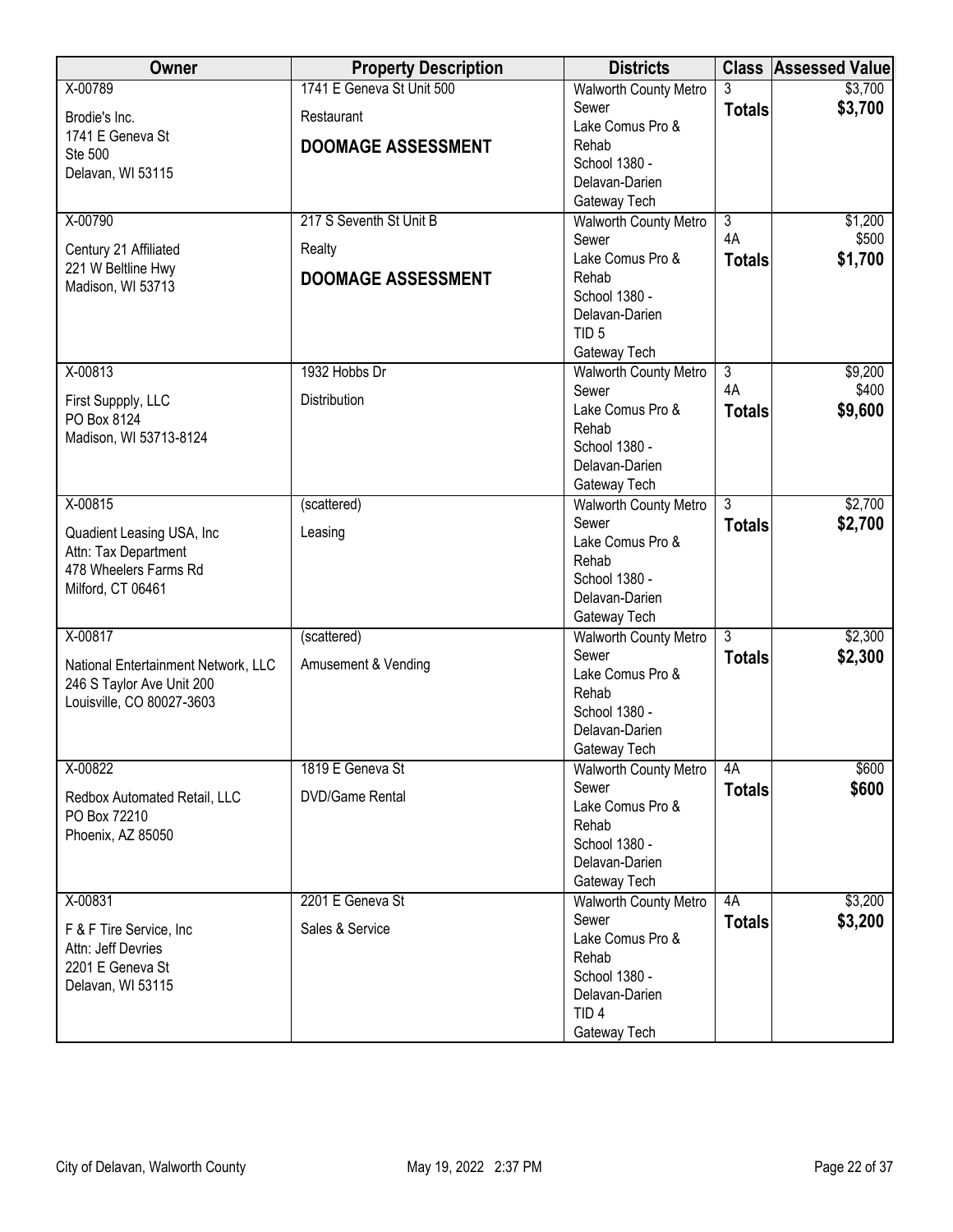| Owner | Property Description | Districts | Class | Assessed Value |
|---|---|---|---|---|
| X-00789<br>Brodie's Inc.<br>1741 E Geneva St<br>Ste 500<br>Delavan, WI 53115 | 1741 E Geneva St Unit 500<br>Restaurant<br>**DOOMAGE ASSESSMENT** | Walworth County Metro Sewer<br>Lake Comus Pro & Rehab<br>School 1380 - Delavan-Darien<br>Gateway Tech | 3<br>**Totals** | \$3,700<br>**\$3,700** |
| X-00790<br>Century 21 Affiliated<br>221 W Beltline Hwy<br>Madison, WI 53713 | 217 S Seventh St Unit B<br>Realty<br>**DOOMAGE ASSESSMENT** | Walworth County Metro Sewer<br>Lake Comus Pro & Rehab<br>School 1380 - Delavan-Darien<br>TID 5<br>Gateway Tech | 3<br>4A<br>**Totals** | \$1,200<br>\$500<br>**\$1,700** |
| X-00813<br>First Suppply, LLC<br>PO Box 8124<br>Madison, WI 53713-8124 | 1932 Hobbs Dr<br>Distribution | Walworth County Metro Sewer<br>Lake Comus Pro & Rehab<br>School 1380 - Delavan-Darien<br>Gateway Tech | 3<br>4A<br>**Totals** | \$9,200<br>\$400<br>**\$9,600** |
| X-00815<br>Quadient Leasing USA, Inc<br>Attn: Tax Department<br>478 Wheelers Farms Rd<br>Milford, CT 06461 | (scattered)<br>Leasing | Walworth County Metro Sewer<br>Lake Comus Pro & Rehab<br>School 1380 - Delavan-Darien<br>Gateway Tech | 3<br>**Totals** | \$2,700<br>**\$2,700** |
| X-00817<br>National Entertainment Network, LLC<br>246 S Taylor Ave Unit 200<br>Louisville, CO 80027-3603 | (scattered)<br>Amusement & Vending | Walworth County Metro Sewer<br>Lake Comus Pro & Rehab<br>School 1380 - Delavan-Darien<br>Gateway Tech | 3<br>**Totals** | \$2,300<br>**\$2,300** |
| X-00822<br>Redbox Automated Retail, LLC<br>PO Box 72210<br>Phoenix, AZ 85050 | 1819 E Geneva St<br>DVD/Game Rental | Walworth County Metro Sewer<br>Lake Comus Pro & Rehab<br>School 1380 - Delavan-Darien<br>Gateway Tech | 4A<br>**Totals** | \$600<br>**\$600** |
| X-00831<br>F & F Tire Service, Inc<br>Attn: Jeff Devries<br>2201 E Geneva St<br>Delavan, WI 53115 | 2201 E Geneva St<br>Sales & Service | Walworth County Metro Sewer<br>Lake Comus Pro & Rehab<br>School 1380 - Delavan-Darien<br>TID 4<br>Gateway Tech | 4A<br>**Totals** | \$3,200<br>**\$3,200** |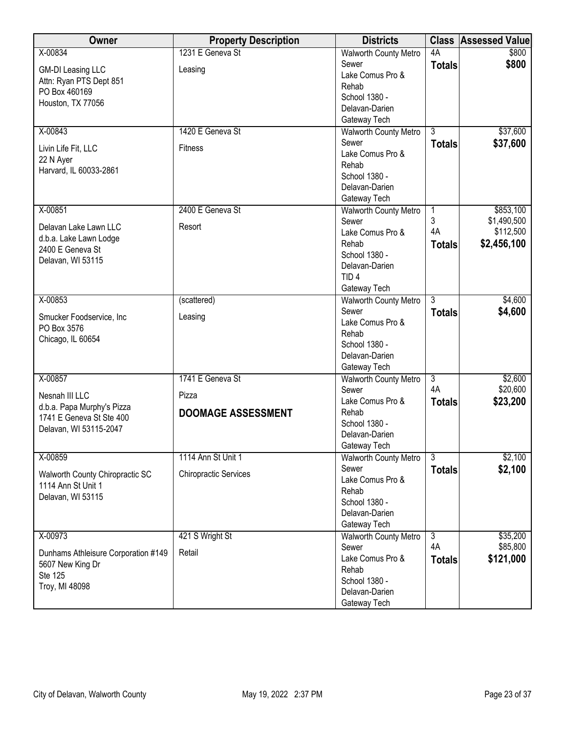| Owner | Property Description | Districts | Class | Assessed Value |
|---|---|---|---|---|
| X-00834<br>GM-DI Leasing LLC<br>Attn: Ryan PTS Dept 851<br>PO Box 460169<br>Houston, TX 77056 | 1231 E Geneva St<br>Leasing | Walworth County Metro Sewer<br>Lake Comus Pro & Rehab<br>School 1380 - Delavan-Darien<br>Gateway Tech | 4A<br>**Totals** | $800<br>**$800** |
| X-00843<br>Livin Life Fit, LLC<br>22 N Ayer<br>Harvard, IL 60033-2861 | 1420 E Geneva St<br>Fitness | Walworth County Metro Sewer<br>Lake Comus Pro & Rehab<br>School 1380 - Delavan-Darien<br>Gateway Tech | 3<br>**Totals** | $37,600<br>**$37,600** |
| X-00851<br>Delavan Lake Lawn LLC<br>d.b.a. Lake Lawn Lodge<br>2400 E Geneva St<br>Delavan, WI 53115 | 2400 E Geneva St<br>Resort | Walworth County Metro Sewer<br>Lake Comus Pro & Rehab<br>School 1380 - Delavan-Darien<br>TID 4<br>Gateway Tech | 1<br>3<br>4A<br>**Totals** | $853,100<br>$1,490,500<br>$112,500<br>**$2,456,100** |
| X-00853<br>Smucker Foodservice, Inc<br>PO Box 3576<br>Chicago, IL 60654 | (scattered)<br>Leasing | Walworth County Metro Sewer<br>Lake Comus Pro & Rehab<br>School 1380 - Delavan-Darien<br>Gateway Tech | 3<br>**Totals** | $4,600<br>**$4,600** |
| X-00857<br>Nesnah III LLC<br>d.b.a. Papa Murphy's Pizza<br>1741 E Geneva St Ste 400<br>Delavan, WI 53115-2047 | 1741 E Geneva St<br>Pizza<br>**DOOMAGE ASSESSMENT** | Walworth County Metro Sewer<br>Lake Comus Pro & Rehab<br>School 1380 - Delavan-Darien<br>Gateway Tech | 3<br>4A<br>**Totals** | $2,600<br>$20,600<br>**$23,200** |
| X-00859<br>Walworth County Chiropractic SC<br>1114 Ann St Unit 1<br>Delavan, WI 53115 | 1114 Ann St Unit 1<br>Chiropractic Services | Walworth County Metro Sewer<br>Lake Comus Pro & Rehab<br>School 1380 - Delavan-Darien<br>Gateway Tech | 3<br>**Totals** | $2,100<br>**$2,100** |
| X-00973<br>Dunhams Athleisure Corporation #149<br>5607 New King Dr<br>Ste 125<br>Troy, MI 48098 | 421 S Wright St<br>Retail | Walworth County Metro Sewer<br>Lake Comus Pro & Rehab<br>School 1380 - Delavan-Darien<br>Gateway Tech | 3<br>4A<br>**Totals** | $35,200<br>$85,800<br>**$121,000** |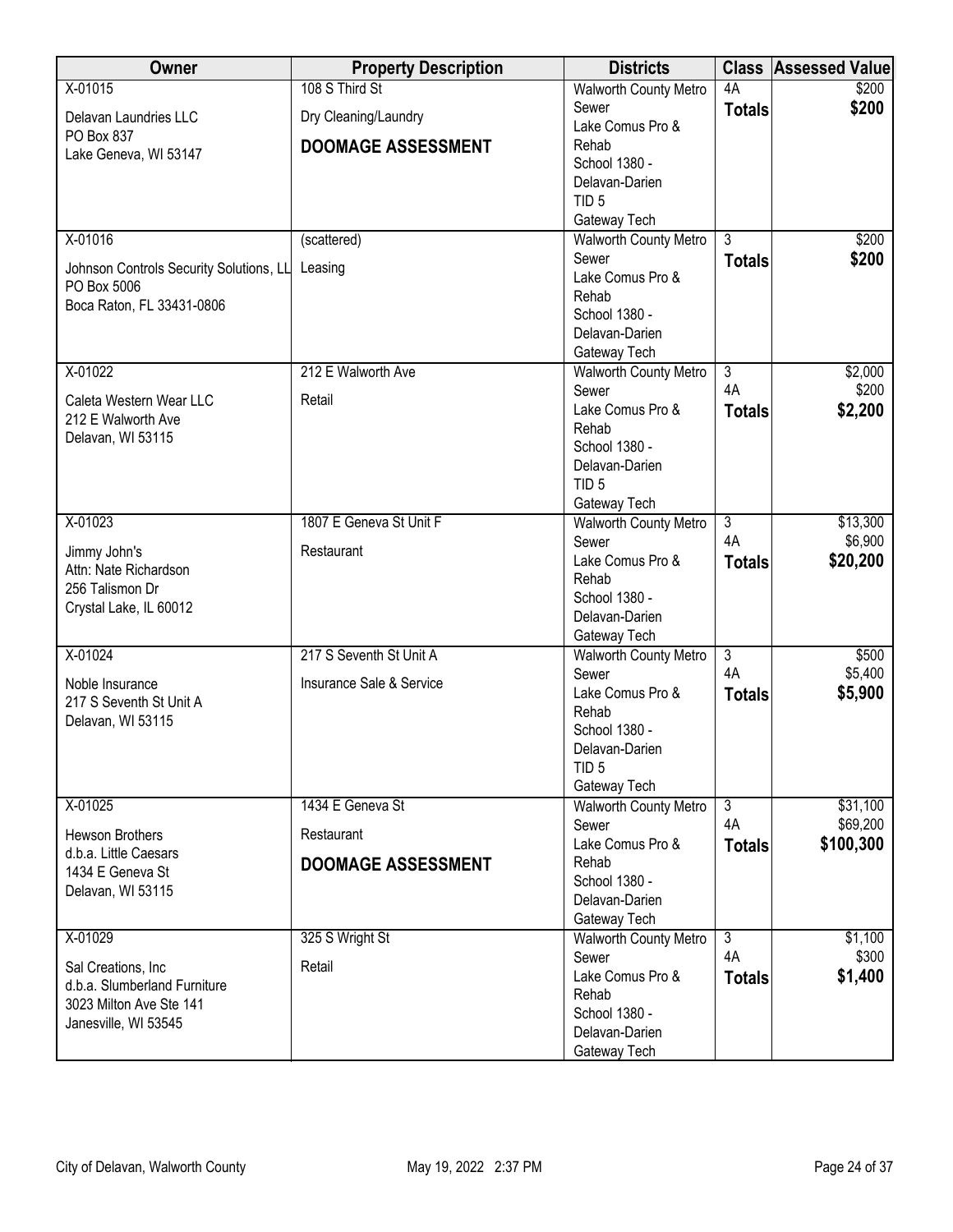| Owner | Property Description | Districts | Class | Assessed Value |
|---|---|---|---|---|
| X-01015<br>Delavan Laundries LLC<br>PO Box 837<br>Lake Geneva, WI 53147 | 108 S Third St<br>Dry Cleaning/Laundry<br>**DOOMAGE ASSESSMENT** | Walworth County Metro Sewer<br>Lake Comus Pro & Rehab<br>School 1380 - Delavan-Darien<br>TID 5<br>Gateway Tech | 4A<br>**Totals** | $200<br>**$200** |
| X-01016<br>Johnson Controls Security Solutions, LL<br>PO Box 5006<br>Boca Raton, FL 33431-0806 | (scattered)<br>Leasing | Walworth County Metro Sewer<br>Lake Comus Pro & Rehab<br>School 1380 - Delavan-Darien<br>Gateway Tech | 3<br>**Totals** | $200<br>**$200** |
| X-01022<br>Caleta Western Wear LLC<br>212 E Walworth Ave<br>Delavan, WI 53115 | 212 E Walworth Ave<br>Retail | Walworth County Metro Sewer<br>Lake Comus Pro & Rehab<br>School 1380 - Delavan-Darien<br>TID 5<br>Gateway Tech | 3<br>4A<br>**Totals** | $2,000<br>$200<br>**$2,200** |
| X-01023<br>Jimmy John's<br>Attn: Nate Richardson<br>256 Talismon Dr<br>Crystal Lake, IL 60012 | 1807 E Geneva St Unit F<br>Restaurant | Walworth County Metro Sewer<br>Lake Comus Pro & Rehab<br>School 1380 - Delavan-Darien<br>Gateway Tech | 3<br>4A<br>**Totals** | $13,300<br>$6,900<br>**$20,200** |
| X-01024<br>Noble Insurance<br>217 S Seventh St Unit A<br>Delavan, WI 53115 | 217 S Seventh St Unit A<br>Insurance Sale & Service | Walworth County Metro Sewer<br>Lake Comus Pro & Rehab<br>School 1380 - Delavan-Darien<br>TID 5<br>Gateway Tech | 3<br>4A<br>**Totals** | $500<br>$5,400<br>**$5,900** |
| X-01025<br>Hewson Brothers<br>d.b.a. Little Caesars<br>1434 E Geneva St<br>Delavan, WI 53115 | 1434 E Geneva St<br>Restaurant<br>**DOOMAGE ASSESSMENT** | Walworth County Metro Sewer<br>Lake Comus Pro & Rehab<br>School 1380 - Delavan-Darien<br>Gateway Tech | 3<br>4A<br>**Totals** | $31,100<br>$69,200<br>**$100,300** |
| X-01029<br>Sal Creations, Inc<br>d.b.a. Slumberland Furniture<br>3023 Milton Ave Ste 141<br>Janesville, WI 53545 | 325 S Wright St<br>Retail | Walworth County Metro Sewer<br>Lake Comus Pro & Rehab<br>School 1380 - Delavan-Darien<br>Gateway Tech | 3<br>4A<br>**Totals** | $1,100<br>$300<br>**$1,400** |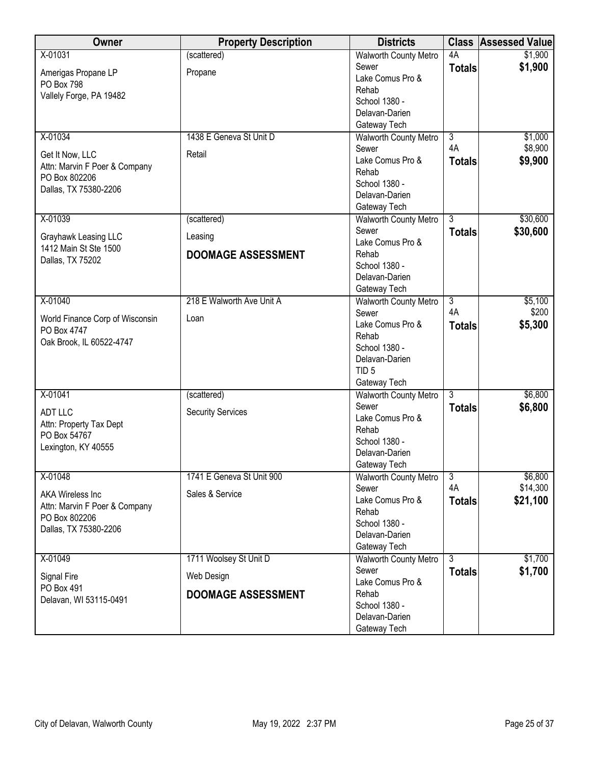| Owner | Property Description | Districts | Class | Assessed Value |
|---|---|---|---|---|
| X-01031<br>Amerigas Propane LP<br>PO Box 798<br>Vallely Forge, PA 19482 | (scattered)<br>Propane | Walworth County Metro Sewer<br>Lake Comus Pro & Rehab<br>School 1380 - Delavan-Darien<br>Gateway Tech | 4A<br>**Totals** | $1,900<br>**$1,900** |
| X-01034<br>Get It Now, LLC<br>Attn: Marvin F Poer & Company<br>PO Box 802206<br>Dallas, TX 75380-2206 | 1438 E Geneva St Unit D<br>Retail | Walworth County Metro Sewer<br>Lake Comus Pro & Rehab<br>School 1380 - Delavan-Darien<br>Gateway Tech | 3<br>4A<br>**Totals** | $1,000<br>$8,900<br>**$9,900** |
| X-01039<br>Grayhawk Leasing LLC<br>1412 Main St Ste 1500<br>Dallas, TX 75202 | (scattered)<br>Leasing<br>**DOOMAGE ASSESSMENT** | Walworth County Metro Sewer<br>Lake Comus Pro & Rehab<br>School 1380 - Delavan-Darien<br>Gateway Tech | 3<br>**Totals** | $30,600<br>**$30,600** |
| X-01040<br>World Finance Corp of Wisconsin<br>PO Box 4747<br>Oak Brook, IL 60522-4747 | 218 E Walworth Ave Unit A<br>Loan | Walworth County Metro Sewer<br>Lake Comus Pro & Rehab<br>School 1380 - Delavan-Darien<br>TID 5<br>Gateway Tech | 3<br>4A<br>**Totals** | $5,100<br>$200<br>**$5,300** |
| X-01041<br>ADT LLC<br>Attn: Property Tax Dept<br>PO Box 54767<br>Lexington, KY 40555 | (scattered)<br>Security Services | Walworth County Metro Sewer<br>Lake Comus Pro & Rehab<br>School 1380 - Delavan-Darien<br>Gateway Tech | 3<br>**Totals** | $6,800<br>**$6,800** |
| X-01048<br>AKA Wireless Inc<br>Attn: Marvin F Poer & Company<br>PO Box 802206<br>Dallas, TX 75380-2206 | 1741 E Geneva St Unit 900<br>Sales & Service | Walworth County Metro Sewer<br>Lake Comus Pro & Rehab<br>School 1380 - Delavan-Darien<br>Gateway Tech | 3<br>4A<br>**Totals** | $6,800<br>$14,300<br>**$21,100** |
| X-01049<br>Signal Fire<br>PO Box 491<br>Delavan, WI 53115-0491 | 1711 Woolsey St Unit D<br>Web Design<br>**DOOMAGE ASSESSMENT** | Walworth County Metro Sewer<br>Lake Comus Pro & Rehab<br>School 1380 - Delavan-Darien<br>Gateway Tech | 3<br>**Totals** | $1,700<br>**$1,700** |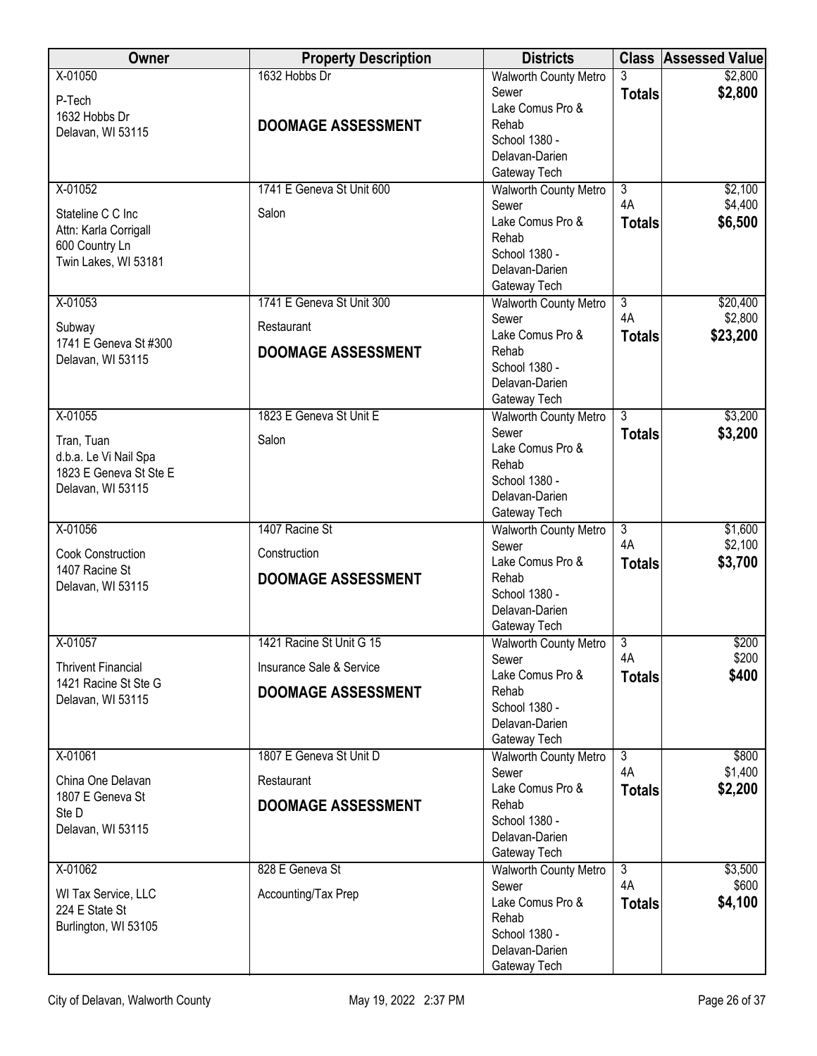| Owner | Property Description | Districts | Class | Assessed Value |
|---|---|---|---|---|
| X-01050<br>P-Tech<br>1632 Hobbs Dr<br>Delavan, WI 53115 | 1632 Hobbs Dr<br>**DOOMAGE ASSESSMENT** | Walworth County Metro Sewer<br>Lake Comus Pro & Rehab<br>School 1380 - Delavan-Darien<br>Gateway Tech | 3<br>**Totals** | $2,800<br>**$2,800** |
| X-01052<br>Stateline C C Inc<br>Attn: Karla Corrigall<br>600 Country Ln<br>Twin Lakes, WI 53181 | 1741 E Geneva St Unit 600<br>Salon | Walworth County Metro Sewer<br>Lake Comus Pro & Rehab<br>School 1380 - Delavan-Darien<br>Gateway Tech | 3<br>4A<br>**Totals** | $2,100<br>$4,400<br>**$6,500** |
| X-01053<br>Subway<br>1741 E Geneva St #300<br>Delavan, WI 53115 | 1741 E Geneva St Unit 300<br>Restaurant<br>**DOOMAGE ASSESSMENT** | Walworth County Metro Sewer<br>Lake Comus Pro & Rehab<br>School 1380 - Delavan-Darien<br>Gateway Tech | 3<br>4A<br>**Totals** | $20,400<br>$2,800<br>**$23,200** |
| X-01055<br>Tran, Tuan<br>d.b.a. Le Vi Nail Spa<br>1823 E Geneva St Ste E<br>Delavan, WI 53115 | 1823 E Geneva St Unit E<br>Salon | Walworth County Metro Sewer<br>Lake Comus Pro & Rehab<br>School 1380 - Delavan-Darien<br>Gateway Tech | 3<br>**Totals** | $3,200<br>**$3,200** |
| X-01056<br>Cook Construction<br>1407 Racine St<br>Delavan, WI 53115 | 1407 Racine St<br>Construction<br>**DOOMAGE ASSESSMENT** | Walworth County Metro Sewer<br>Lake Comus Pro & Rehab<br>School 1380 - Delavan-Darien<br>Gateway Tech | 3<br>4A<br>**Totals** | $1,600<br>$2,100<br>**$3,700** |
| X-01057<br>Thrivent Financial<br>1421 Racine St Ste G<br>Delavan, WI 53115 | 1421 Racine St Unit G 15<br>Insurance Sale & Service<br>**DOOMAGE ASSESSMENT** | Walworth County Metro Sewer<br>Lake Comus Pro & Rehab<br>School 1380 - Delavan-Darien<br>Gateway Tech | 3<br>4A<br>**Totals** | $200<br>$200<br>**$400** |
| X-01061<br>China One Delavan<br>1807 E Geneva St<br>Ste D<br>Delavan, WI 53115 | 1807 E Geneva St Unit D<br>Restaurant<br>**DOOMAGE ASSESSMENT** | Walworth County Metro Sewer<br>Lake Comus Pro & Rehab<br>School 1380 - Delavan-Darien<br>Gateway Tech | 3<br>4A<br>**Totals** | $800<br>$1,400<br>**$2,200** |
| X-01062<br>WI Tax Service, LLC<br>224 E State St<br>Burlington, WI 53105 | 828 E Geneva St<br>Accounting/Tax Prep | Walworth County Metro Sewer<br>Lake Comus Pro & Rehab<br>School 1380 - Delavan-Darien<br>Gateway Tech | 3<br>4A<br>**Totals** | $3,500<br>$600<br>**$4,100** |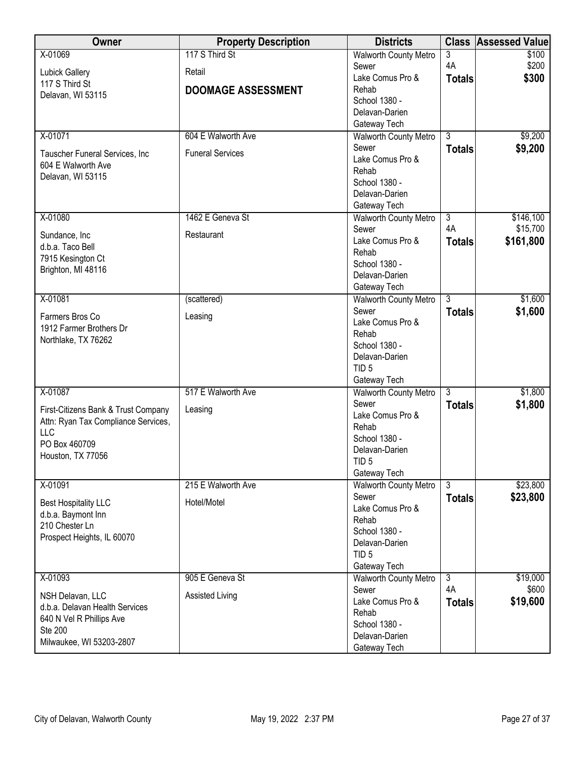| Owner | Property Description | Districts | Class | Assessed Value |
|---|---|---|---|---|
| X-01069<br>Lubick Gallery<br>117 S Third St<br>Delavan, WI 53115 | 117 S Third St<br>Retail<br>**DOOMAGE ASSESSMENT** | Walworth County Metro Sewer<br>Lake Comus Pro & Rehab<br>School 1380 - Delavan-Darien<br>Gateway Tech | 3<br>4A<br>**Totals** | \$100<br>\$200<br>**\$300** |
| X-01071<br>Tauscher Funeral Services, Inc<br>604 E Walworth Ave<br>Delavan, WI 53115 | 604 E Walworth Ave<br>Funeral Services | Walworth County Metro Sewer<br>Lake Comus Pro & Rehab<br>School 1380 - Delavan-Darien<br>Gateway Tech | 3<br>**Totals** | \$9,200<br>**\$9,200** |
| X-01080<br>Sundance, Inc<br>d.b.a. Taco Bell<br>7915 Kesington Ct<br>Brighton, MI 48116 | 1462 E Geneva St<br>Restaurant | Walworth County Metro Sewer<br>Lake Comus Pro & Rehab<br>School 1380 - Delavan-Darien<br>Gateway Tech | 3<br>4A<br>**Totals** | \$146,100<br>\$15,700<br>**\$161,800** |
| X-01081<br>Farmers Bros Co<br>1912 Farmer Brothers Dr<br>Northlake, TX 76262 | (scattered)<br>Leasing | Walworth County Metro Sewer<br>Lake Comus Pro & Rehab<br>School 1380 - Delavan-Darien<br>TID 5<br>Gateway Tech | 3<br>**Totals** | \$1,600<br>**\$1,600** |
| X-01087<br>First-Citizens Bank & Trust Company<br>Attn: Ryan Tax Compliance Services, LLC<br>PO Box 460709<br>Houston, TX 77056 | 517 E Walworth Ave<br>Leasing | Walworth County Metro Sewer<br>Lake Comus Pro & Rehab<br>School 1380 - Delavan-Darien<br>TID 5<br>Gateway Tech | 3<br>**Totals** | \$1,800<br>**\$1,800** |
| X-01091<br>Best Hospitality LLC<br>d.b.a. Baymont Inn<br>210 Chester Ln<br>Prospect Heights, IL 60070 | 215 E Walworth Ave<br>Hotel/Motel | Walworth County Metro Sewer<br>Lake Comus Pro & Rehab<br>School 1380 - Delavan-Darien<br>TID 5<br>Gateway Tech | 3<br>**Totals** | \$23,800<br>**\$23,800** |
| X-01093<br>NSH Delavan, LLC<br>d.b.a. Delavan Health Services<br>640 N Vel R Phillips Ave<br>Ste 200<br>Milwaukee, WI 53203-2807 | 905 E Geneva St<br>Assisted Living | Walworth County Metro Sewer<br>Lake Comus Pro & Rehab<br>School 1380 - Delavan-Darien<br>Gateway Tech | 3<br>4A<br>**Totals** | \$19,000<br>\$600<br>**\$19,600** |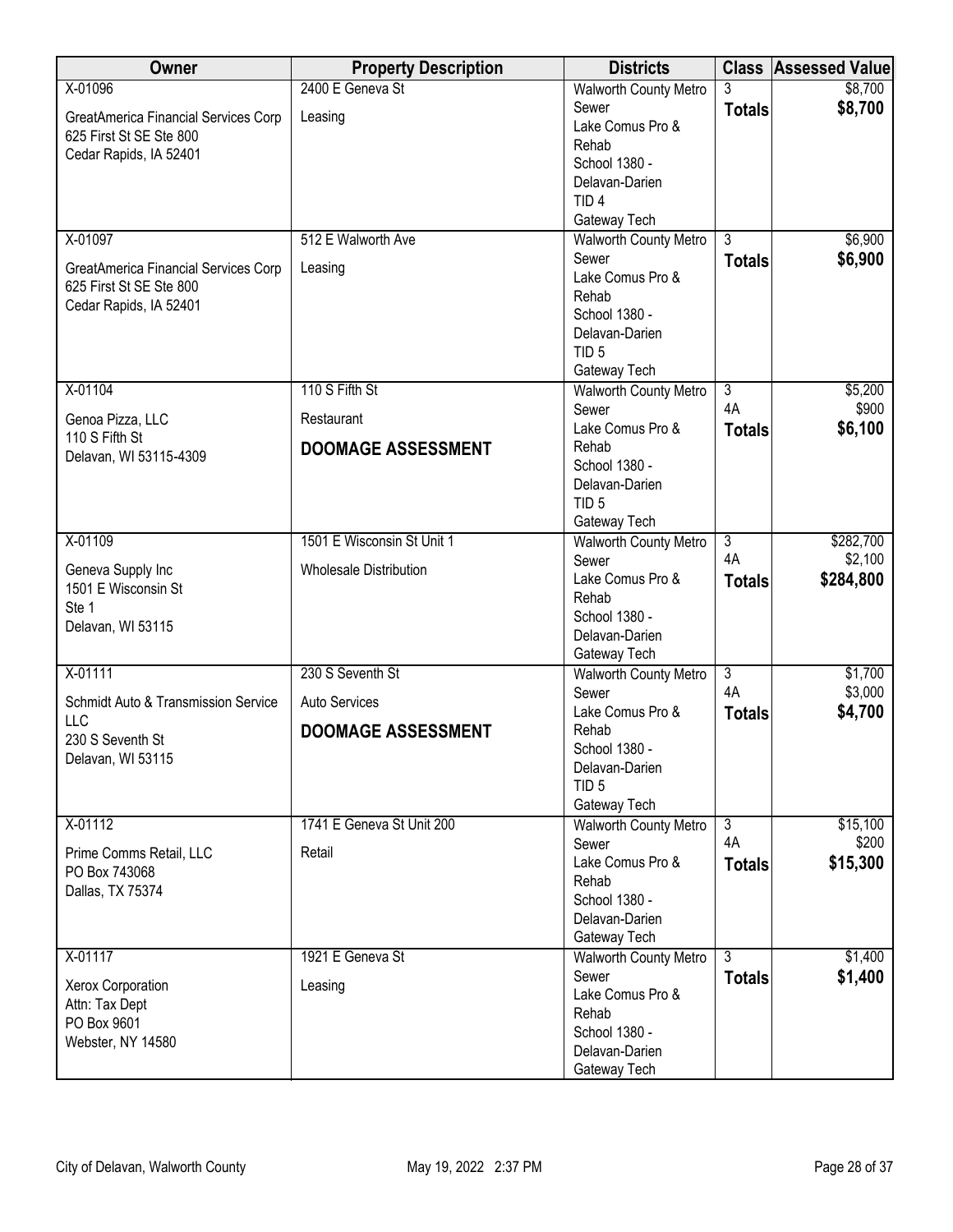| Owner | Property Description | Districts | Class | Assessed Value |
|---|---|---|---|---|
| X-01096<br>GreatAmerica Financial Services Corp<br>625 First St SE Ste 800<br>Cedar Rapids, IA 52401 | 2400 E Geneva St<br>Leasing | Walworth County Metro Sewer<br>Lake Comus Pro & Rehab<br>School 1380 - Delavan-Darien<br>TID 4<br>Gateway Tech | 3<br>**Totals** | $8,700<br>**$8,700** |
| X-01097<br>GreatAmerica Financial Services Corp<br>625 First St SE Ste 800<br>Cedar Rapids, IA 52401 | 512 E Walworth Ave<br>Leasing | Walworth County Metro Sewer<br>Lake Comus Pro & Rehab<br>School 1380 - Delavan-Darien<br>TID 5<br>Gateway Tech | 3<br>**Totals** | $6,900<br>**$6,900** |
| X-01104<br>Genoa Pizza, LLC<br>110 S Fifth St<br>Delavan, WI 53115-4309 | 110 S Fifth St<br>Restaurant<br>**DOOMAGE ASSESSMENT** | Walworth County Metro Sewer<br>Lake Comus Pro & Rehab<br>School 1380 - Delavan-Darien<br>TID 5<br>Gateway Tech | 3<br>4A<br>**Totals** | $5,200<br>$900<br>**$6,100** |
| X-01109<br>Geneva Supply Inc<br>1501 E Wisconsin St<br>Ste 1<br>Delavan, WI 53115 | 1501 E Wisconsin St Unit 1<br>Wholesale Distribution | Walworth County Metro Sewer<br>Lake Comus Pro & Rehab<br>School 1380 - Delavan-Darien<br>Gateway Tech | 3<br>4A<br>**Totals** | $282,700<br>$2,100<br>**$284,800** |
| X-01111<br>Schmidt Auto & Transmission Service LLC<br>230 S Seventh St<br>Delavan, WI 53115 | 230 S Seventh St<br>Auto Services<br>**DOOMAGE ASSESSMENT** | Walworth County Metro Sewer<br>Lake Comus Pro & Rehab<br>School 1380 - Delavan-Darien<br>TID 5<br>Gateway Tech | 3<br>4A<br>**Totals** | $1,700<br>$3,000<br>**$4,700** |
| X-01112<br>Prime Comms Retail, LLC<br>PO Box 743068<br>Dallas, TX 75374 | 1741 E Geneva St Unit 200<br>Retail | Walworth County Metro Sewer<br>Lake Comus Pro & Rehab<br>School 1380 - Delavan-Darien<br>Gateway Tech | 3<br>4A<br>**Totals** | $15,100<br>$200<br>**$15,300** |
| X-01117<br>Xerox Corporation<br>Attn: Tax Dept<br>PO Box 9601<br>Webster, NY 14580 | 1921 E Geneva St<br>Leasing | Walworth County Metro Sewer<br>Lake Comus Pro & Rehab<br>School 1380 - Delavan-Darien<br>Gateway Tech | 3<br>**Totals** | $1,400<br>**$1,400** |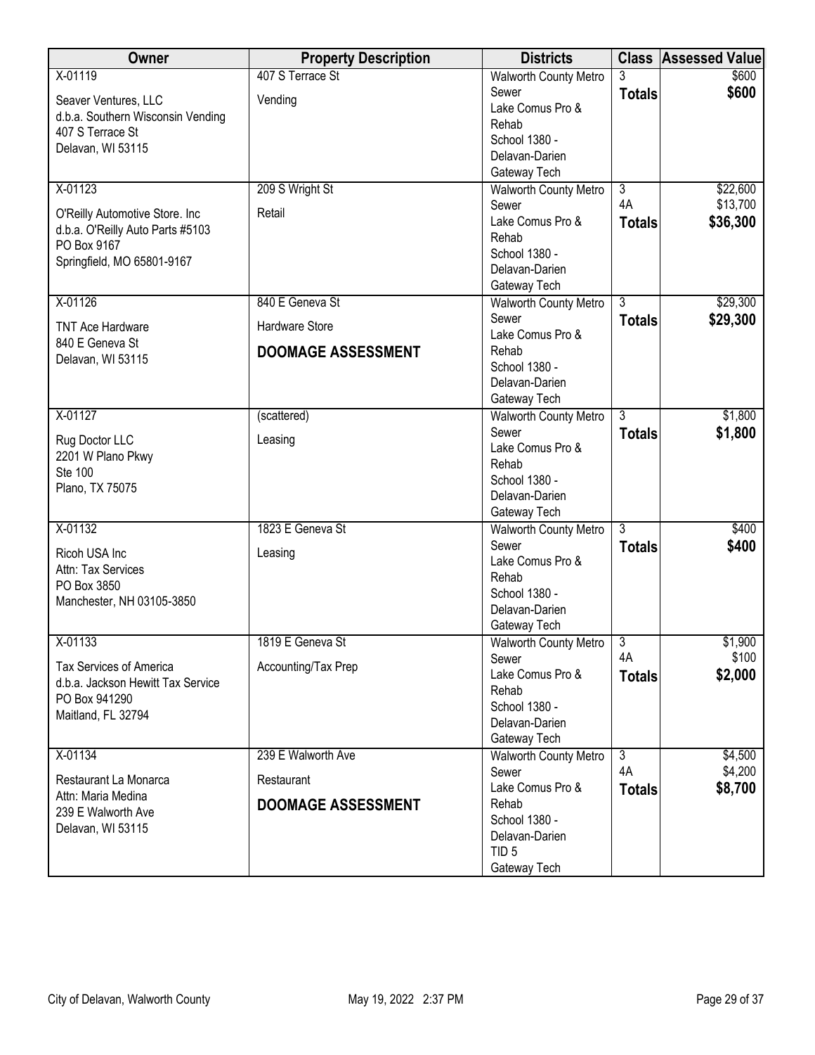| Owner | Property Description | Districts | Class | Assessed Value |
|---|---|---|---|---|
| X-01119<br>Seaver Ventures, LLC<br>d.b.a. Southern Wisconsin Vending<br>407 S Terrace St<br>Delavan, WI 53115 | 407 S Terrace St<br>Vending | Walworth County Metro Sewer<br>Lake Comus Pro & Rehab<br>School 1380 - Delavan-Darien<br>Gateway Tech | 3<br>**Totals** | $600<br>**$600** |
| X-01123<br>O'Reilly Automotive Store. Inc<br>d.b.a. O'Reilly Auto Parts #5103<br>PO Box 9167<br>Springfield, MO 65801-9167 | 209 S Wright St<br>Retail | Walworth County Metro Sewer<br>Lake Comus Pro & Rehab<br>School 1380 - Delavan-Darien<br>Gateway Tech | 3<br>4A<br>**Totals** | $22,600<br>$13,700<br>**$36,300** |
| X-01126<br>TNT Ace Hardware<br>840 E Geneva St<br>Delavan, WI 53115 | 840 E Geneva St<br>Hardware Store<br>**DOOMAGE ASSESSMENT** | Walworth County Metro Sewer<br>Lake Comus Pro & Rehab<br>School 1380 - Delavan-Darien<br>Gateway Tech | 3<br>**Totals** | $29,300<br>**$29,300** |
| X-01127<br>Rug Doctor LLC<br>2201 W Plano Pkwy<br>Ste 100<br>Plano, TX 75075 | (scattered)<br>Leasing | Walworth County Metro Sewer<br>Lake Comus Pro & Rehab<br>School 1380 - Delavan-Darien<br>Gateway Tech | 3<br>**Totals** | $1,800<br>**$1,800** |
| X-01132<br>Ricoh USA Inc<br>Attn: Tax Services<br>PO Box 3850<br>Manchester, NH 03105-3850 | 1823 E Geneva St<br>Leasing | Walworth County Metro Sewer<br>Lake Comus Pro & Rehab<br>School 1380 - Delavan-Darien<br>Gateway Tech | 3<br>**Totals** | $400<br>**$400** |
| X-01133<br>Tax Services of America<br>d.b.a. Jackson Hewitt Tax Service<br>PO Box 941290<br>Maitland, FL 32794 | 1819 E Geneva St<br>Accounting/Tax Prep | Walworth County Metro Sewer<br>Lake Comus Pro & Rehab<br>School 1380 - Delavan-Darien<br>Gateway Tech | 3<br>4A<br>**Totals** | $1,900<br>$100<br>**$2,000** |
| X-01134<br>Restaurant La Monarca<br>Attn: Maria Medina<br>239 E Walworth Ave<br>Delavan, WI 53115 | 239 E Walworth Ave<br>Restaurant<br>**DOOMAGE ASSESSMENT** | Walworth County Metro Sewer<br>Lake Comus Pro & Rehab<br>School 1380 - Delavan-Darien<br>TID 5<br>Gateway Tech | 3<br>4A<br>**Totals** | $4,500<br>$4,200<br>**$8,700** |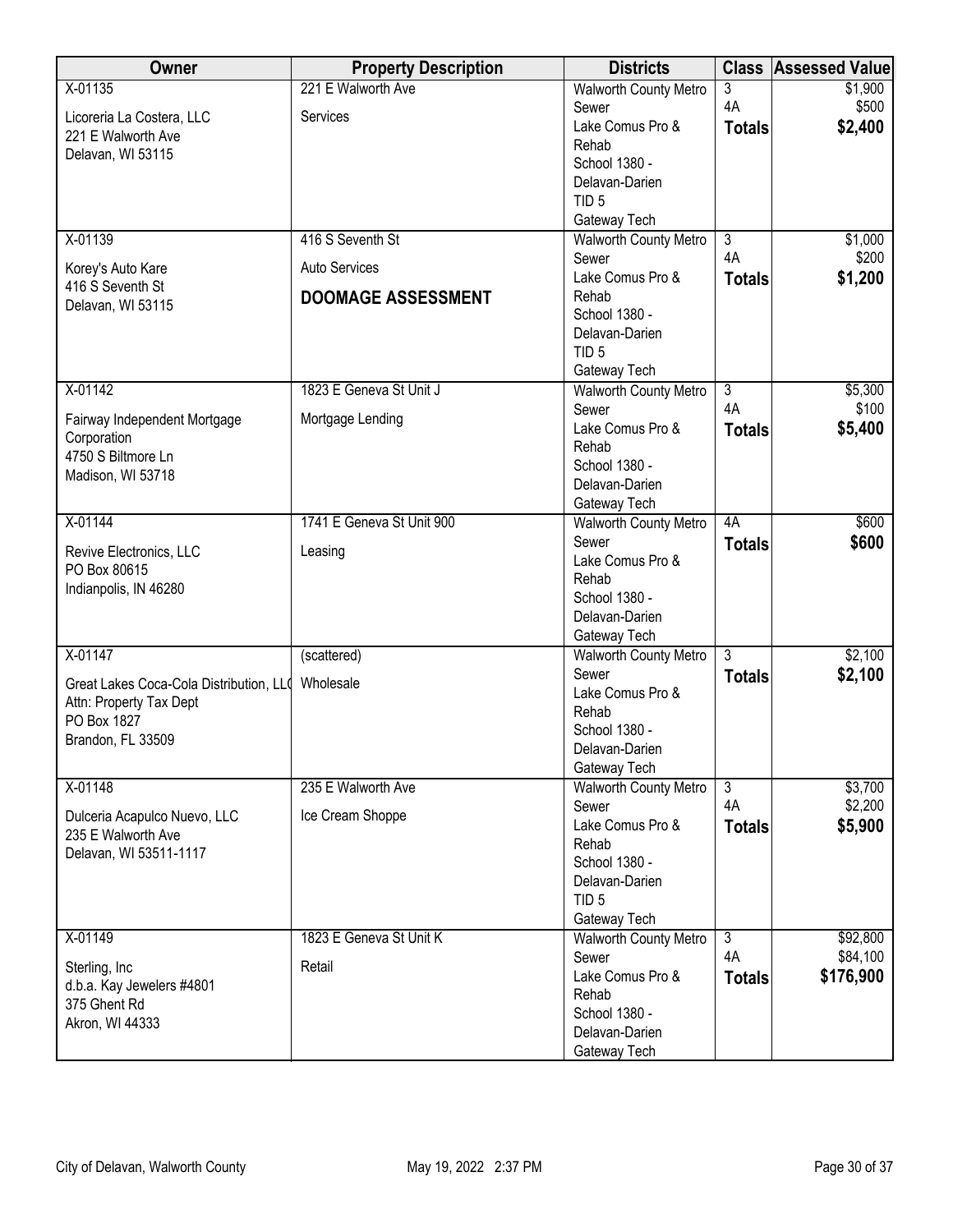| Owner | Property Description | Districts | Class | Assessed Value |
|---|---|---|---|---|
| X-01135<br>Licoreria La Costera, LLC<br>221 E Walworth Ave<br>Delavan, WI 53115 | 221 E Walworth Ave<br>Services | Walworth County Metro Sewer<br>Lake Comus Pro & Rehab<br>School 1380 - Delavan-Darien<br>TID 5<br>Gateway Tech | 3<br>4A<br>**Totals** | $1,900<br>$500<br>**$2,400** |
| X-01139<br>Korey's Auto Kare<br>416 S Seventh St<br>Delavan, WI 53115 | 416 S Seventh St<br>Auto Services<br>**DOOMAGE ASSESSMENT** | Walworth County Metro Sewer<br>Lake Comus Pro & Rehab<br>School 1380 - Delavan-Darien<br>TID 5<br>Gateway Tech | 3<br>4A<br>**Totals** | $1,000<br>$200<br>**$1,200** |
| X-01142<br>Fairway Independent Mortgage Corporation<br>4750 S Biltmore Ln<br>Madison, WI 53718 | 1823 E Geneva St Unit J<br>Mortgage Lending | Walworth County Metro Sewer<br>Lake Comus Pro & Rehab<br>School 1380 - Delavan-Darien<br>Gateway Tech | 3<br>4A<br>**Totals** | $5,300<br>$100<br>**$5,400** |
| X-01144<br>Revive Electronics, LLC<br>PO Box 80615<br>Indianpolis, IN 46280 | 1741 E Geneva St Unit 900<br>Leasing | Walworth County Metro Sewer<br>Lake Comus Pro & Rehab<br>School 1380 - Delavan-Darien<br>Gateway Tech | 4A<br>**Totals** | $600<br>**$600** |
| X-01147<br>Great Lakes Coca-Cola Distribution, LL(<br>Attn: Property Tax Dept<br>PO Box 1827<br>Brandon, FL 33509 | (scattered)<br>Wholesale | Walworth County Metro Sewer<br>Lake Comus Pro & Rehab<br>School 1380 - Delavan-Darien<br>Gateway Tech | 3<br>**Totals** | $2,100<br>**$2,100** |
| X-01148<br>Dulceria Acapulco Nuevo, LLC<br>235 E Walworth Ave<br>Delavan, WI 53511-1117 | 235 E Walworth Ave<br>Ice Cream Shoppe | Walworth County Metro Sewer<br>Lake Comus Pro & Rehab<br>School 1380 - Delavan-Darien<br>TID 5<br>Gateway Tech | 3<br>4A<br>**Totals** | $3,700<br>$2,200<br>**$5,900** |
| X-01149<br>Sterling, Inc<br>d.b.a. Kay Jewelers #4801<br>375 Ghent Rd<br>Akron, WI 44333 | 1823 E Geneva St Unit K<br>Retail | Walworth County Metro Sewer<br>Lake Comus Pro & Rehab<br>School 1380 - Delavan-Darien<br>Gateway Tech | 3<br>4A<br>**Totals** | $92,800<br>$84,100<br>**$176,900** |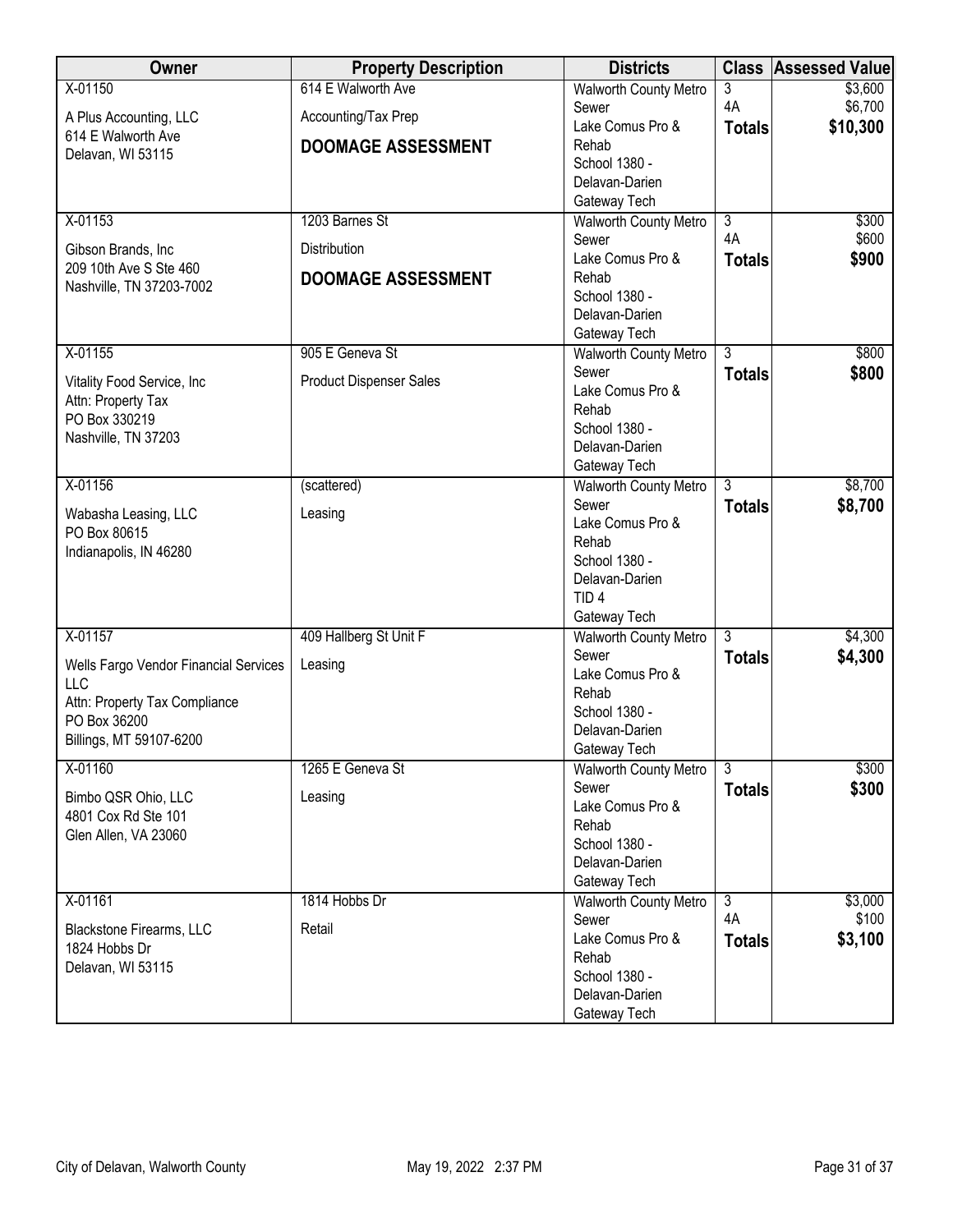| Owner | Property Description | Districts | Class | Assessed Value |
|---|---|---|---|---|
| X-01150<br>A Plus Accounting, LLC<br>614 E Walworth Ave<br>Delavan, WI 53115 | 614 E Walworth Ave<br>Accounting/Tax Prep<br>**DOOMAGE ASSESSMENT** | Walworth County Metro Sewer<br>Lake Comus Pro & Rehab<br>School 1380 - Delavan-Darien<br>Gateway Tech | 3<br>4A<br>**Totals** | \$3,600<br>\$6,700<br>**\$10,300** |
| X-01153<br>Gibson Brands, Inc<br>209 10th Ave S Ste 460<br>Nashville, TN 37203-7002 | 1203 Barnes St<br>Distribution<br>**DOOMAGE ASSESSMENT** | Walworth County Metro Sewer<br>Lake Comus Pro & Rehab<br>School 1380 - Delavan-Darien<br>Gateway Tech | 3<br>4A<br>**Totals** | \$300<br>\$600<br>**\$900** |
| X-01155<br>Vitality Food Service, Inc<br>Attn: Property Tax<br>PO Box 330219<br>Nashville, TN 37203 | 905 E Geneva St<br>Product Dispenser Sales | Walworth County Metro Sewer<br>Lake Comus Pro & Rehab<br>School 1380 - Delavan-Darien<br>Gateway Tech | 3<br>**Totals** | \$800<br>**\$800** |
| X-01156<br>Wabasha Leasing, LLC<br>PO Box 80615<br>Indianapolis, IN 46280 | (scattered)<br>Leasing | Walworth County Metro Sewer<br>Lake Comus Pro & Rehab<br>School 1380 - Delavan-Darien<br>TID 4<br>Gateway Tech | 3<br>**Totals** | \$8,700<br>**\$8,700** |
| X-01157<br>Wells Fargo Vendor Financial Services LLC<br>Attn: Property Tax Compliance<br>PO Box 36200<br>Billings, MT 59107-6200 | 409 Hallberg St Unit F<br>Leasing | Walworth County Metro Sewer<br>Lake Comus Pro & Rehab<br>School 1380 - Delavan-Darien<br>Gateway Tech | 3<br>**Totals** | \$4,300<br>**\$4,300** |
| X-01160<br>Bimbo QSR Ohio, LLC<br>4801 Cox Rd Ste 101<br>Glen Allen, VA 23060 | 1265 E Geneva St<br>Leasing | Walworth County Metro Sewer<br>Lake Comus Pro & Rehab<br>School 1380 - Delavan-Darien<br>Gateway Tech | 3<br>**Totals** | \$300<br>**\$300** |
| X-01161<br>Blackstone Firearms, LLC<br>1824 Hobbs Dr<br>Delavan, WI 53115 | 1814 Hobbs Dr<br>Retail | Walworth County Metro Sewer<br>Lake Comus Pro & Rehab<br>School 1380 - Delavan-Darien<br>Gateway Tech | 3<br>4A<br>**Totals** | \$3,000<br>\$100<br>**\$3,100** |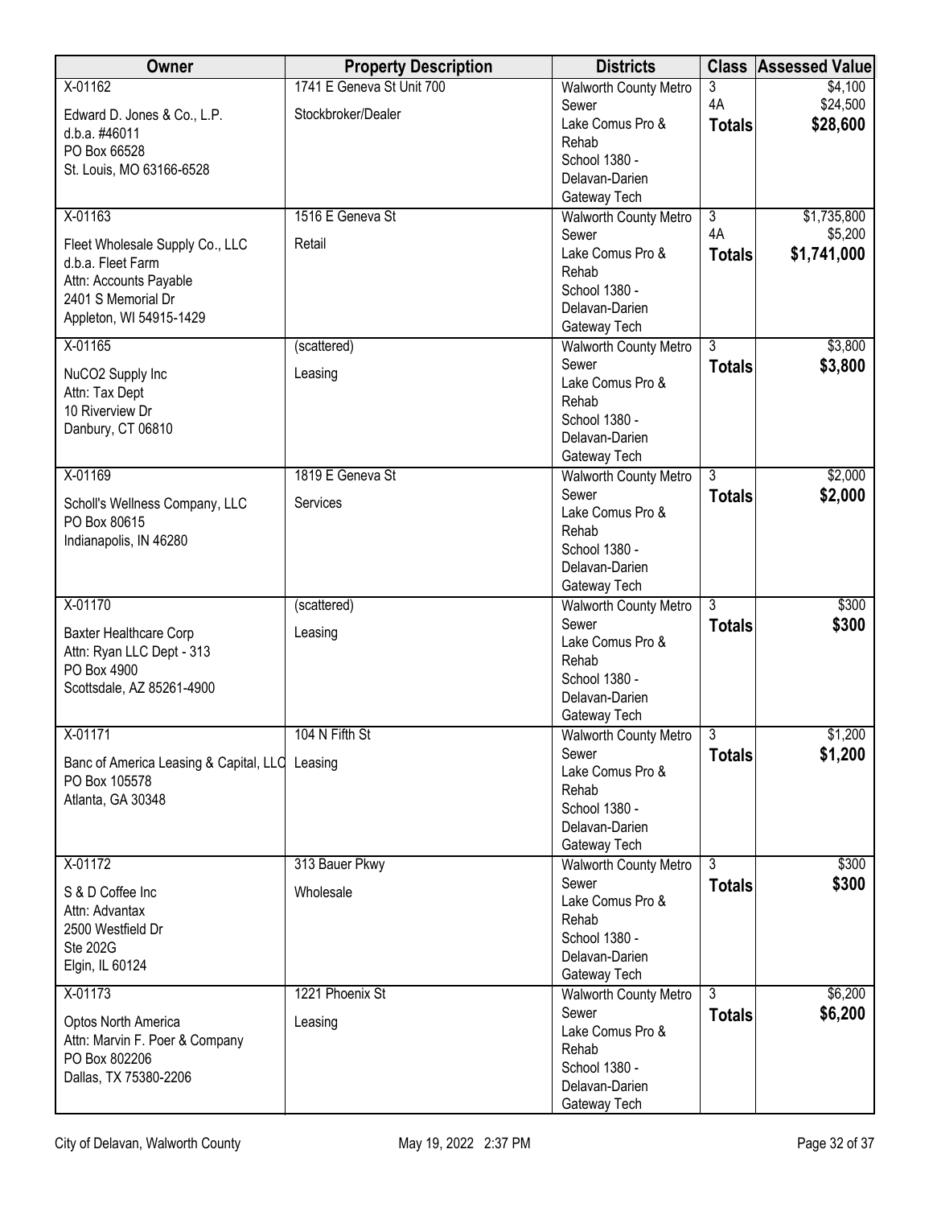| Owner | Property Description | Districts | Class | Assessed Value |
|---|---|---|---|---|
| X-01162<br>Edward D. Jones & Co., L.P.<br>d.b.a. #46011<br>PO Box 66528<br>St. Louis, MO 63166-6528 | 1741 E Geneva St Unit 700<br>Stockbroker/Dealer | Walworth County Metro Sewer<br>Lake Comus Pro & Rehab<br>School 1380 - Delavan-Darien<br>Gateway Tech | 3<br>4A<br>**Totals** | $4,100<br>$24,500<br>**$28,600** |
| X-01163<br>Fleet Wholesale Supply Co., LLC<br>d.b.a. Fleet Farm<br>Attn: Accounts Payable<br>2401 S Memorial Dr<br>Appleton, WI 54915-1429 | 1516 E Geneva St<br>Retail | Walworth County Metro Sewer<br>Lake Comus Pro & Rehab<br>School 1380 - Delavan-Darien<br>Gateway Tech | 3<br>4A<br>**Totals** | $1,735,800<br>$5,200<br>**$1,741,000** |
| X-01165<br>NuCO2 Supply Inc<br>Attn: Tax Dept<br>10 Riverview Dr<br>Danbury, CT 06810 | (scattered)<br>Leasing | Walworth County Metro Sewer<br>Lake Comus Pro & Rehab<br>School 1380 - Delavan-Darien<br>Gateway Tech | 3<br>**Totals** | $3,800<br>**$3,800** |
| X-01169<br>Scholl's Wellness Company, LLC<br>PO Box 80615<br>Indianapolis, IN 46280 | 1819 E Geneva St<br>Services | Walworth County Metro Sewer<br>Lake Comus Pro & Rehab<br>School 1380 - Delavan-Darien<br>Gateway Tech | 3<br>**Totals** | $2,000<br>**$2,000** |
| X-01170<br>Baxter Healthcare Corp<br>Attn: Ryan LLC Dept - 313<br>PO Box 4900<br>Scottsdale, AZ 85261-4900 | (scattered)<br>Leasing | Walworth County Metro Sewer<br>Lake Comus Pro & Rehab<br>School 1380 - Delavan-Darien<br>Gateway Tech | 3<br>**Totals** | $300<br>**$300** |
| X-01171<br>Banc of America Leasing & Capital, LLC<br>PO Box 105578<br>Atlanta, GA 30348 | 104 N Fifth St<br>Leasing | Walworth County Metro Sewer<br>Lake Comus Pro & Rehab<br>School 1380 - Delavan-Darien<br>Gateway Tech | 3<br>**Totals** | $1,200<br>**$1,200** |
| X-01172<br>S & D Coffee Inc<br>Attn: Advantax<br>2500 Westfield Dr<br>Ste 202G<br>Elgin, IL 60124 | 313 Bauer Pkwy<br>Wholesale | Walworth County Metro Sewer<br>Lake Comus Pro & Rehab<br>School 1380 - Delavan-Darien<br>Gateway Tech | 3<br>**Totals** | $300<br>**$300** |
| X-01173<br>Optos North America<br>Attn: Marvin F. Poer & Company<br>PO Box 802206<br>Dallas, TX 75380-2206 | 1221 Phoenix St<br>Leasing | Walworth County Metro Sewer<br>Lake Comus Pro & Rehab<br>School 1380 - Delavan-Darien<br>Gateway Tech | 3<br>**Totals** | $6,200<br>**$6,200** |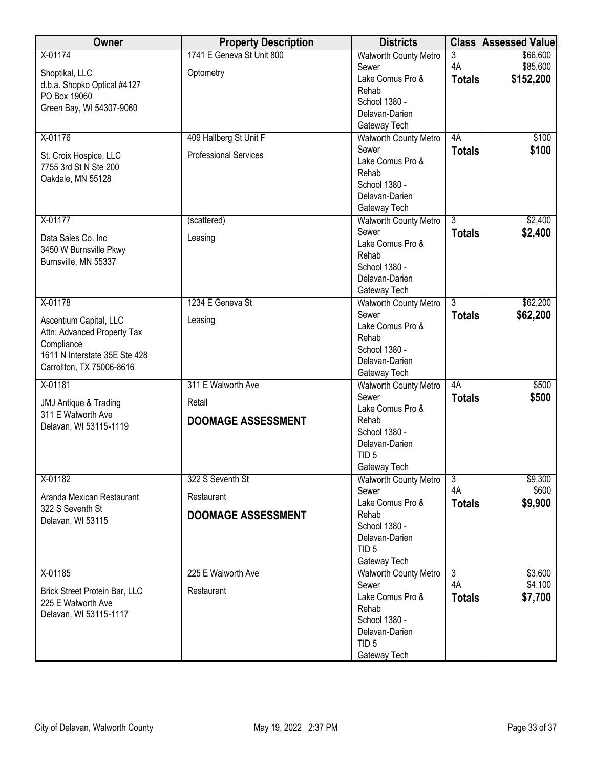| Owner | Property Description | Districts | Class | Assessed Value |
|---|---|---|---|---|
| X-01174<br>Shoptikal, LLC<br>d.b.a. Shopko Optical #4127<br>PO Box 19060<br>Green Bay, WI 54307-9060 | 1741 E Geneva St Unit 800<br>Optometry | Walworth County Metro Sewer<br>Lake Comus Pro & Rehab<br>School 1380 - Delavan-Darien<br>Gateway Tech | 3<br>4A<br>**Totals** | $66,600<br>$85,600<br>**$152,200** |
| X-01176<br>St. Croix Hospice, LLC<br>7755 3rd St N Ste 200<br>Oakdale, MN 55128 | 409 Hallberg St Unit F<br>Professional Services | Walworth County Metro Sewer<br>Lake Comus Pro & Rehab<br>School 1380 - Delavan-Darien<br>Gateway Tech | 4A<br>**Totals** | $100<br>**$100** |
| X-01177<br>Data Sales Co. Inc<br>3450 W Burnsville Pkwy<br>Burnsville, MN 55337 | (scattered)<br>Leasing | Walworth County Metro Sewer<br>Lake Comus Pro & Rehab<br>School 1380 - Delavan-Darien<br>Gateway Tech | 3<br>**Totals** | $2,400<br>**$2,400** |
| X-01178<br>Ascentium Capital, LLC<br>Attn: Advanced Property Tax Compliance<br>1611 N Interstate 35E Ste 428<br>Carrollton, TX 75006-8616 | 1234 E Geneva St<br>Leasing | Walworth County Metro Sewer<br>Lake Comus Pro & Rehab<br>School 1380 - Delavan-Darien<br>Gateway Tech | 3<br>**Totals** | $62,200<br>**$62,200** |
| X-01181<br>JMJ Antique & Trading<br>311 E Walworth Ave<br>Delavan, WI 53115-1119 | 311 E Walworth Ave<br>Retail<br>**DOOMAGE ASSESSMENT** | Walworth County Metro Sewer<br>Lake Comus Pro & Rehab<br>School 1380 - Delavan-Darien<br>TID 5<br>Gateway Tech | 4A<br>**Totals** | $500<br>**$500** |
| X-01182<br>Aranda Mexican Restaurant<br>322 S Seventh St<br>Delavan, WI 53115 | 322 S Seventh St<br>Restaurant<br>**DOOMAGE ASSESSMENT** | Walworth County Metro Sewer<br>Lake Comus Pro & Rehab<br>School 1380 - Delavan-Darien<br>TID 5<br>Gateway Tech | 3<br>4A<br>**Totals** | $9,300<br>$600<br>**$9,900** |
| X-01185<br>Brick Street Protein Bar, LLC<br>225 E Walworth Ave<br>Delavan, WI 53115-1117 | 225 E Walworth Ave<br>Restaurant | Walworth County Metro Sewer<br>Lake Comus Pro & Rehab<br>School 1380 - Delavan-Darien<br>TID 5<br>Gateway Tech | 3<br>4A<br>**Totals** | $3,600<br>$4,100<br>**$7,700** |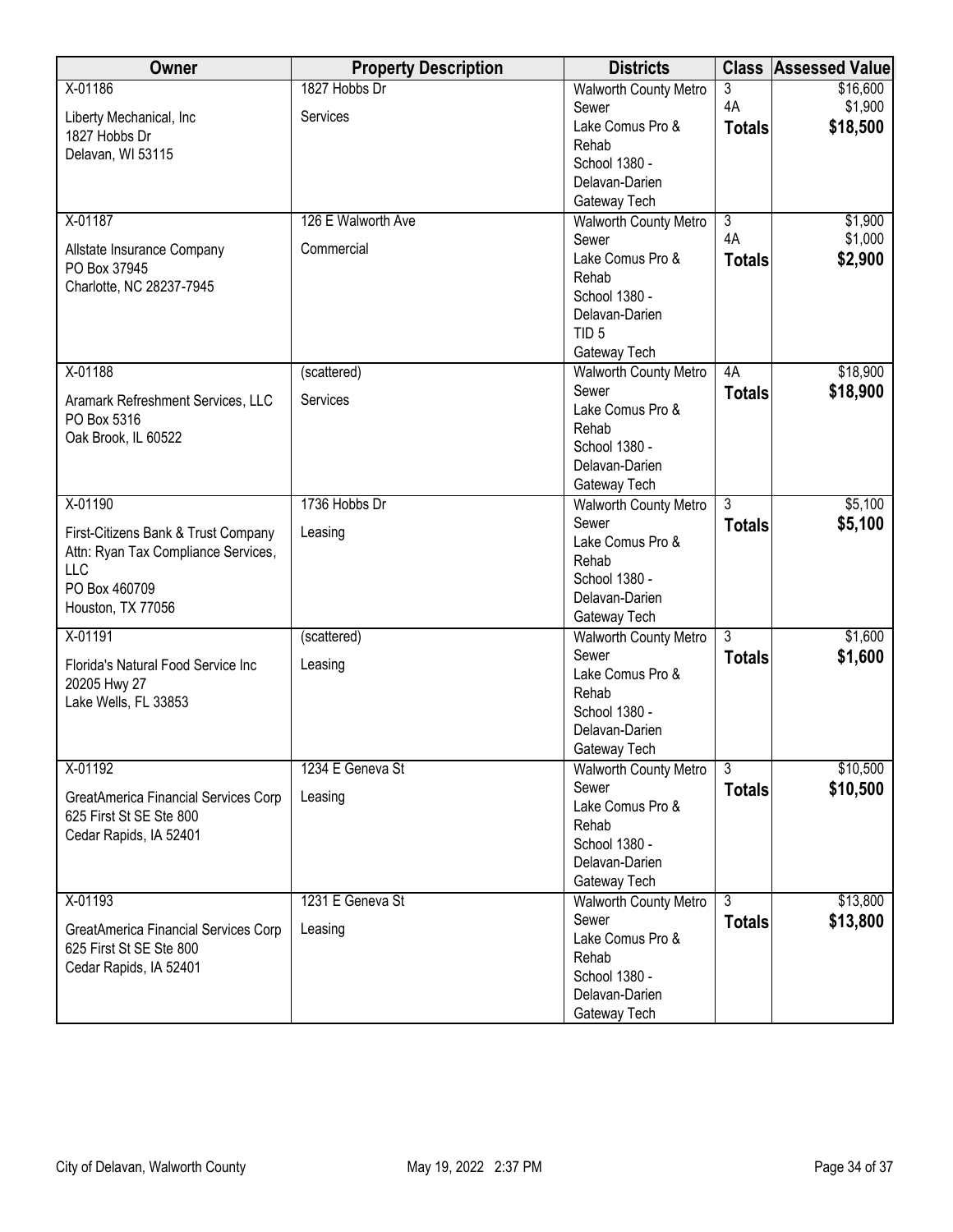| Owner | Property Description | Districts | Class | Assessed Value |
|---|---|---|---|---|
| X-01186<br>Liberty Mechanical, Inc<br>1827 Hobbs Dr<br>Delavan, WI 53115 | 1827 Hobbs Dr<br>Services | Walworth County Metro Sewer<br>Lake Comus Pro & Rehab<br>School 1380 - Delavan-Darien<br>Gateway Tech | 3<br>4A<br>**Totals** | \$16,600<br>\$1,900<br>**\$18,500** |
| X-01187<br>Allstate Insurance Company<br>PO Box 37945<br>Charlotte, NC 28237-7945 | 126 E Walworth Ave<br>Commercial | Walworth County Metro Sewer<br>Lake Comus Pro & Rehab<br>School 1380 - Delavan-Darien<br>TID 5<br>Gateway Tech | 3<br>4A<br>**Totals** | \$1,900<br>\$1,000<br>**\$2,900** |
| X-01188<br>Aramark Refreshment Services, LLC<br>PO Box 5316<br>Oak Brook, IL 60522 | (scattered)<br>Services | Walworth County Metro Sewer<br>Lake Comus Pro & Rehab<br>School 1380 - Delavan-Darien<br>Gateway Tech | 4A<br>**Totals** | \$18,900<br>**\$18,900** |
| X-01190<br>First-Citizens Bank & Trust Company<br>Attn: Ryan Tax Compliance Services, LLC<br>PO Box 460709<br>Houston, TX 77056 | 1736 Hobbs Dr<br>Leasing | Walworth County Metro Sewer<br>Lake Comus Pro & Rehab<br>School 1380 - Delavan-Darien<br>Gateway Tech | 3<br>**Totals** | \$5,100<br>**\$5,100** |
| X-01191<br>Florida's Natural Food Service Inc<br>20205 Hwy 27<br>Lake Wells, FL 33853 | (scattered)<br>Leasing | Walworth County Metro Sewer<br>Lake Comus Pro & Rehab<br>School 1380 - Delavan-Darien<br>Gateway Tech | 3<br>**Totals** | \$1,600<br>**\$1,600** |
| X-01192<br>GreatAmerica Financial Services Corp<br>625 First St SE Ste 800<br>Cedar Rapids, IA 52401 | 1234 E Geneva St<br>Leasing | Walworth County Metro Sewer<br>Lake Comus Pro & Rehab<br>School 1380 - Delavan-Darien<br>Gateway Tech | 3<br>**Totals** | \$10,500<br>**\$10,500** |
| X-01193<br>GreatAmerica Financial Services Corp<br>625 First St SE Ste 800<br>Cedar Rapids, IA 52401 | 1231 E Geneva St<br>Leasing | Walworth County Metro Sewer<br>Lake Comus Pro & Rehab<br>School 1380 - Delavan-Darien<br>Gateway Tech | 3<br>**Totals** | \$13,800<br>**\$13,800** |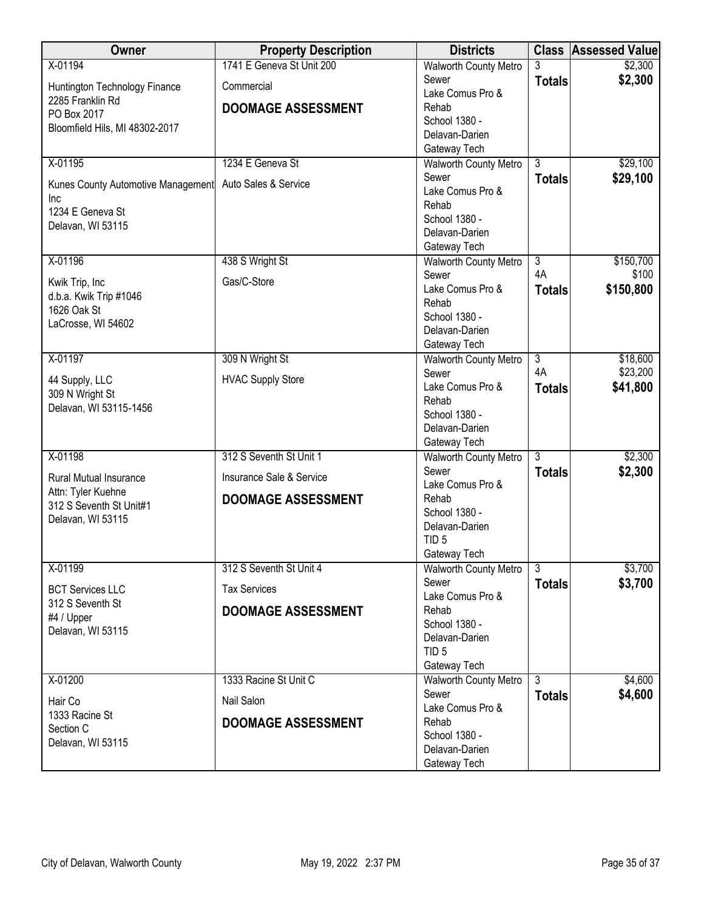| Owner | Property Description | Districts | Class | Assessed Value |
|---|---|---|---|---|
| X-01194<br>Huntington Technology Finance<br>2285 Franklin Rd<br>PO Box 2017<br>Bloomfield Hils, MI 48302-2017 | 1741 E Geneva St Unit 200<br>Commercial<br>**DOOMAGE ASSESSMENT** | Walworth County Metro Sewer<br>Lake Comus Pro & Rehab<br>School 1380 - Delavan-Darien<br>Gateway Tech | 3<br>**Totals** | \$2,300<br>**\$2,300** |
| X-01195<br>Kunes County Automotive Management Inc<br>1234 E Geneva St<br>Delavan, WI 53115 | 1234 E Geneva St<br>Auto Sales & Service | Walworth County Metro Sewer<br>Lake Comus Pro & Rehab<br>School 1380 - Delavan-Darien<br>Gateway Tech | 3<br>**Totals** | \$29,100<br>**\$29,100** |
| X-01196<br>Kwik Trip, Inc<br>d.b.a. Kwik Trip #1046<br>1626 Oak St<br>LaCrosse, WI 54602 | 438 S Wright St<br>Gas/C-Store | Walworth County Metro Sewer<br>Lake Comus Pro & Rehab<br>School 1380 - Delavan-Darien<br>Gateway Tech | 3<br>4A<br>**Totals** | \$150,700<br>\$100<br>**\$150,800** |
| X-01197<br>44 Supply, LLC<br>309 N Wright St<br>Delavan, WI 53115-1456 | 309 N Wright St<br>HVAC Supply Store | Walworth County Metro Sewer<br>Lake Comus Pro & Rehab<br>School 1380 - Delavan-Darien<br>Gateway Tech | 3<br>4A<br>**Totals** | \$18,600<br>\$23,200<br>**\$41,800** |
| X-01198<br>Rural Mutual Insurance<br>Attn: Tyler Kuehne<br>312 S Seventh St Unit#1<br>Delavan, WI 53115 | 312 S Seventh St Unit 1<br>Insurance Sale & Service<br>**DOOMAGE ASSESSMENT** | Walworth County Metro Sewer<br>Lake Comus Pro & Rehab<br>School 1380 - Delavan-Darien<br>TID 5<br>Gateway Tech | 3<br>**Totals** | \$2,300<br>**\$2,300** |
| X-01199<br>BCT Services LLC<br>312 S Seventh St<br>#4 / Upper<br>Delavan, WI 53115 | 312 S Seventh St Unit 4<br>Tax Services<br>**DOOMAGE ASSESSMENT** | Walworth County Metro Sewer<br>Lake Comus Pro & Rehab<br>School 1380 - Delavan-Darien<br>TID 5<br>Gateway Tech | 3<br>**Totals** | \$3,700<br>**\$3,700** |
| X-01200<br>Hair Co<br>1333 Racine St<br>Section C<br>Delavan, WI 53115 | 1333 Racine St Unit C<br>Nail Salon<br>**DOOMAGE ASSESSMENT** | Walworth County Metro Sewer<br>Lake Comus Pro & Rehab<br>School 1380 - Delavan-Darien<br>Gateway Tech | 3<br>**Totals** | \$4,600<br>**\$4,600** |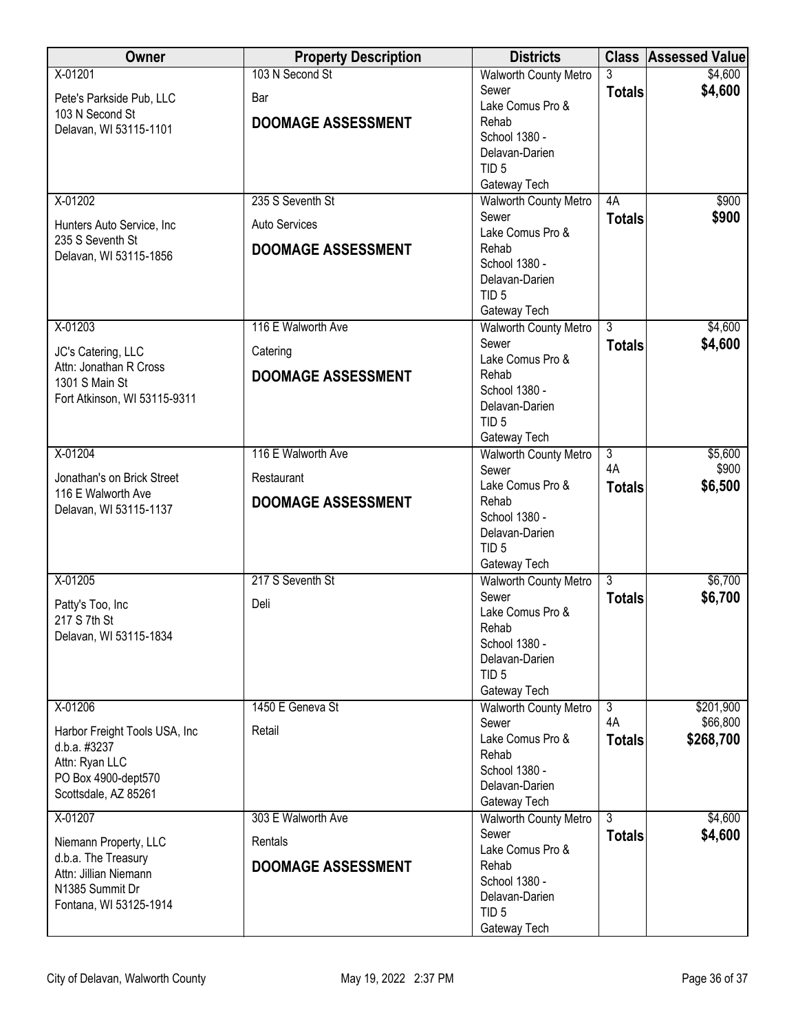| Owner | Property Description | Districts | Class | Assessed Value |
|---|---|---|---|---|
| X-01201<br>Pete's Parkside Pub, LLC<br>103 N Second St<br>Delavan, WI 53115-1101 | 103 N Second St<br>Bar<br>**DOOMAGE ASSESSMENT** | Walworth County Metro Sewer<br>Lake Comus Pro & Rehab<br>School 1380 - Delavan-Darien<br>TID 5<br>Gateway Tech | 3<br>**Totals** | $4,600<br>**$4,600** |
| X-01202<br>Hunters Auto Service, Inc<br>235 S Seventh St<br>Delavan, WI 53115-1856 | 235 S Seventh St<br>Auto Services<br>**DOOMAGE ASSESSMENT** | Walworth County Metro Sewer<br>Lake Comus Pro & Rehab<br>School 1380 - Delavan-Darien<br>TID 5<br>Gateway Tech | 4A<br>**Totals** | $900<br>**$900** |
| X-01203<br>JC's Catering, LLC<br>Attn: Jonathan R Cross<br>1301 S Main St<br>Fort Atkinson, WI 53115-9311 | 116 E Walworth Ave<br>Catering<br>**DOOMAGE ASSESSMENT** | Walworth County Metro Sewer<br>Lake Comus Pro & Rehab<br>School 1380 - Delavan-Darien<br>TID 5<br>Gateway Tech | 3<br>**Totals** | $4,600<br>**$4,600** |
| X-01204<br>Jonathan's on Brick Street<br>116 E Walworth Ave<br>Delavan, WI 53115-1137 | 116 E Walworth Ave<br>Restaurant<br>**DOOMAGE ASSESSMENT** | Walworth County Metro Sewer<br>Lake Comus Pro & Rehab<br>School 1380 - Delavan-Darien<br>TID 5<br>Gateway Tech | 3<br>4A<br>**Totals** | $5,600<br>$900<br>**$6,500** |
| X-01205<br>Patty's Too, Inc<br>217 S 7th St<br>Delavan, WI 53115-1834 | 217 S Seventh St<br>Deli | Walworth County Metro Sewer<br>Lake Comus Pro & Rehab<br>School 1380 - Delavan-Darien<br>TID 5<br>Gateway Tech | 3<br>**Totals** | $6,700<br>**$6,700** |
| X-01206<br>Harbor Freight Tools USA, Inc<br>d.b.a. #3237<br>Attn: Ryan LLC<br>PO Box 4900-dept570<br>Scottsdale, AZ 85261 | 1450 E Geneva St<br>Retail | Walworth County Metro Sewer<br>Lake Comus Pro & Rehab<br>School 1380 - Delavan-Darien<br>Gateway Tech | 3<br>4A<br>**Totals** | $201,900<br>$66,800<br>**$268,700** |
| X-01207<br>Niemann Property, LLC<br>d.b.a. The Treasury<br>Attn: Jillian Niemann<br>N1385 Summit Dr<br>Fontana, WI 53125-1914 | 303 E Walworth Ave<br>Rentals<br>**DOOMAGE ASSESSMENT** | Walworth County Metro Sewer<br>Lake Comus Pro & Rehab<br>School 1380 - Delavan-Darien<br>TID 5<br>Gateway Tech | 3<br>**Totals** | $4,600<br>**$4,600** |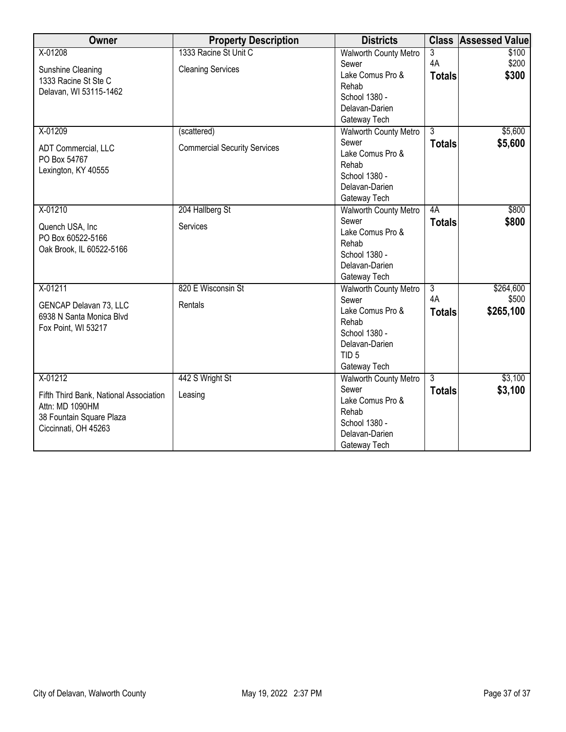| Owner | Property Description | Districts | Class | Assessed Value |
|---|---|---|---|---|
| X-01208<br>Sunshine Cleaning<br>1333 Racine St Ste C<br>Delavan, WI 53115-1462 | 1333 Racine St Unit C<br>Cleaning Services | Walworth County Metro Sewer<br>Lake Comus Pro & Rehab<br>School 1380 - Delavan-Darien<br>Gateway Tech | 3<br>4A<br>**Totals** | $100<br>$200<br>**$300** |
| X-01209<br>ADT Commercial, LLC<br>PO Box 54767<br>Lexington, KY 40555 | (scattered)<br>Commercial Security Services | Walworth County Metro Sewer<br>Lake Comus Pro & Rehab<br>School 1380 - Delavan-Darien<br>Gateway Tech | 3<br>**Totals** | $5,600<br>**$5,600** |
| X-01210<br>Quench USA, Inc<br>PO Box 60522-5166<br>Oak Brook, IL 60522-5166 | 204 Hallberg St<br>Services | Walworth County Metro Sewer<br>Lake Comus Pro & Rehab<br>School 1380 - Delavan-Darien<br>Gateway Tech | 4A<br>**Totals** | $800<br>**$800** |
| X-01211<br>GENCAP Delavan 73, LLC<br>6938 N Santa Monica Blvd<br>Fox Point, WI 53217 | 820 E Wisconsin St<br>Rentals | Walworth County Metro Sewer<br>Lake Comus Pro & Rehab<br>School 1380 - Delavan-Darien<br>TID 5<br>Gateway Tech | 3<br>4A<br>**Totals** | $264,600<br>$500<br>**$265,100** |
| X-01212<br>Fifth Third Bank, National Association<br>Attn: MD 1090HM<br>38 Fountain Square Plaza<br>Ciccinnati, OH 45263 | 442 S Wright St<br>Leasing | Walworth County Metro Sewer<br>Lake Comus Pro & Rehab<br>School 1380 - Delavan-Darien<br>Gateway Tech | 3<br>**Totals** | $3,100<br>**$3,100** |